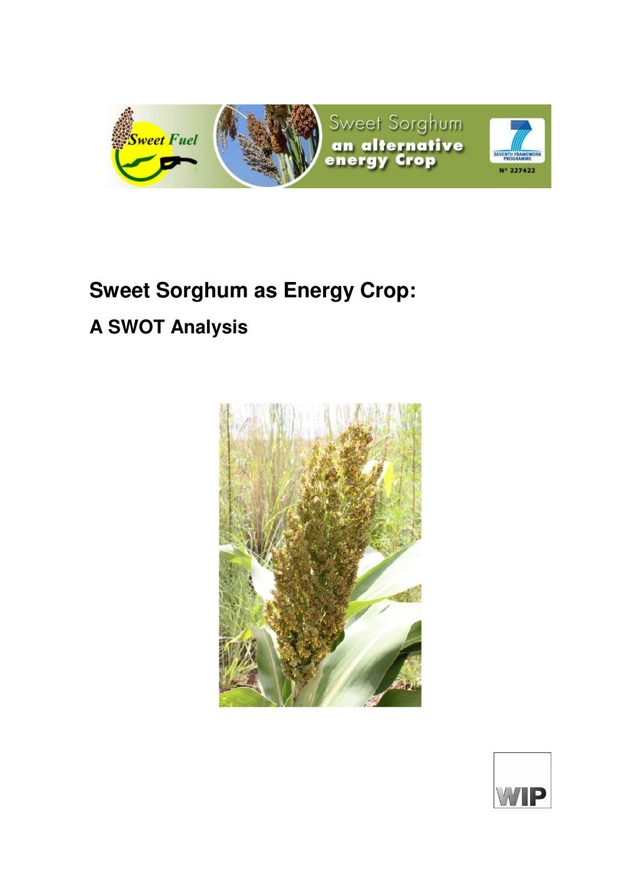# Sweet Sorghum as Energy Crop:

## A SWOT Analysis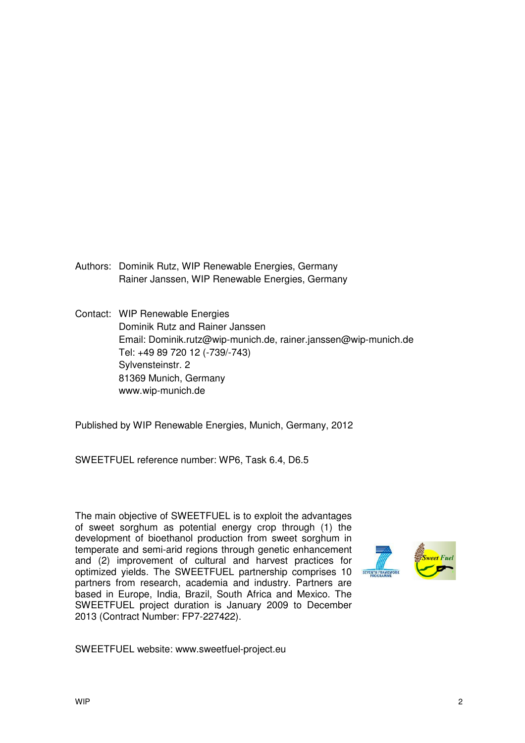Authors: Dominik Rutz, WIP Renewable Energies, Germany
Rainer Janssen, WIP Renewable Energies, Germany

Contact: WIP Renewable Energies
Dominik Rutz and Rainer Janssen
Email: Dominik.rutz@wip-munich.de, rainer.janssen@wip-munich.de
Tel: +49 89 720 12 (-739/-743)
Sylvensteinstr. 2
81369 Munich, Germany
www.wip-munich.de

Published by WIP Renewable Energies, Munich, Germany, 2012

SWEETFUEL reference number: WP6, Task 6.4, D6.5

The main objective of SWEETFUEL is to exploit the advantages of sweet sorghum as potential energy crop through (1) the development of bioethanol production from sweet sorghum in temperate and semi-arid regions through genetic enhancement and (2) improvement of cultural and harvest practices for optimized yields. The SWEETFUEL partnership comprises 10 partners from research, academia and industry. Partners are based in Europe, India, Brazil, South Africa and Mexico. The SWEETFUEL project duration is January 2009 to December 2013 (Contract Number: FP7-227422).

SWEETFUEL website: www.sweetfuel-project.eu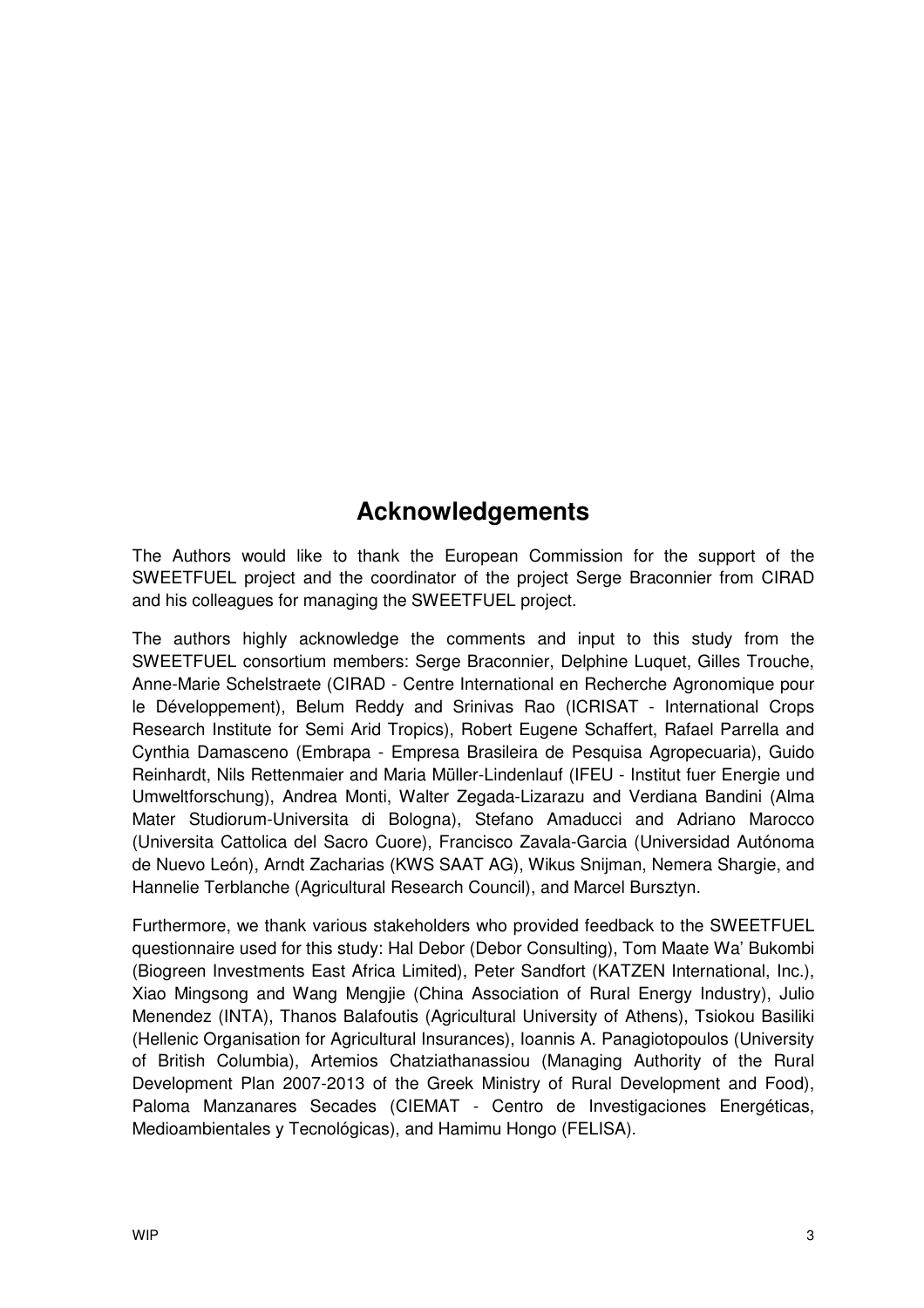# Acknowledgements

The Authors would like to thank the European Commission for the support of the SWEETFUEL project and the coordinator of the project Serge Braconnier from CIRAD and his colleagues for managing the SWEETFUEL project.

The authors highly acknowledge the comments and input to this study from the SWEETFUEL consortium members: Serge Braconnier, Delphine Luquet, Gilles Trouche, Anne-Marie Schelstraete (CIRAD - Centre International en Recherche Agronomique pour le Développement), Belum Reddy and Srinivas Rao (ICRISAT - International Crops Research Institute for Semi Arid Tropics), Robert Eugene Schaffert, Rafael Parrella and Cynthia Damasceno (Embrapa - Empresa Brasileira de Pesquisa Agropecuaria), Guido Reinhardt, Nils Rettenmaier and Maria Müller-Lindenlauf (IFEU - Institut fuer Energie und Umweltforschung), Andrea Monti, Walter Zegada-Lizarazu and Verdiana Bandini (Alma Mater Studiorum-Universita di Bologna), Stefano Amaducci and Adriano Marocco (Universita Cattolica del Sacro Cuore), Francisco Zavala-Garcia (Universidad Autónoma de Nuevo León), Arndt Zacharias (KWS SAAT AG), Wikus Snijman, Nemera Shargie, and Hannelie Terblanche (Agricultural Research Council), and Marcel Bursztyn.

Furthermore, we thank various stakeholders who provided feedback to the SWEETFUEL questionnaire used for this study: Hal Debor (Debor Consulting), Tom Maate Wa' Bukombi (Biogreen Investments East Africa Limited), Peter Sandfort (KATZEN International, Inc.), Xiao Mingsong and Wang Mengjie (China Association of Rural Energy Industry), Julio Menendez (INTA), Thanos Balafoutis (Agricultural University of Athens), Tsiokou Basiliki (Hellenic Organisation for Agricultural Insurances), Ioannis A. Panagiotopoulos (University of British Columbia), Artemios Chatziathanassiou (Managing Authority of the Rural Development Plan 2007-2013 of the Greek Ministry of Rural Development and Food), Paloma Manzanares Secades (CIEMAT - Centro de Investigaciones Energéticas, Medioambientales y Tecnológicas), and Hamimu Hongo (FELISA).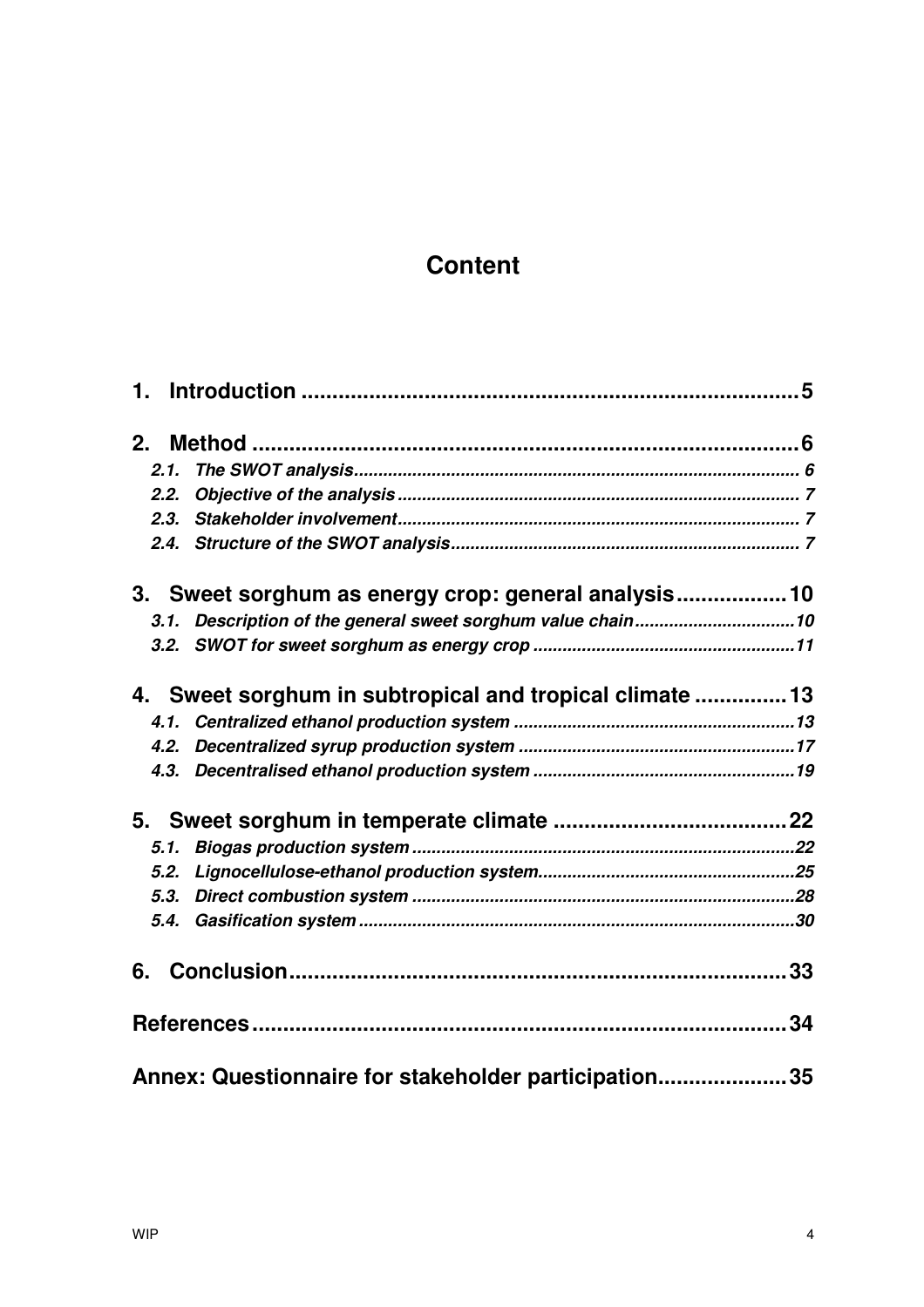# Content

**1. Introduction ........................................................................ 5**

**2. Method ............................................................................... 6**

*2.1. The SWOT analysis ........................................................... 6*

*2.2. Objective of the analysis ................................................... 7*

*2.3. Stakeholder involvement .................................................. 7*

*2.4. Structure of the SWOT analysis ......................................... 7*

**3. Sweet sorghum as energy crop: general analysis .................. 10**

*3.1. Description of the general sweet sorghum value chain ......... 10*

*3.2. SWOT for sweet sorghum as energy crop ........................... 11*

**4. Sweet sorghum in subtropical and tropical climate ............... 13**

*4.1. Centralized ethanol production system .............................. 13*

*4.2. Decentralized syrup production system ............................. 17*

*4.3. Decentralised ethanol production system .......................... 19*

**5. Sweet sorghum in temperate climate .................................. 22**

*5.1. Biogas production system ................................................. 22*

*5.2. Lignocellulose-ethanol production system .......................... 25*

*5.3. Direct combustion system ................................................ 28*

*5.4. Gasification system ......................................................... 30*

**6. Conclusion ......................................................................... 33**

**References ............................................................................. 34**

**Annex: Questionnaire for stakeholder participation .................. 35**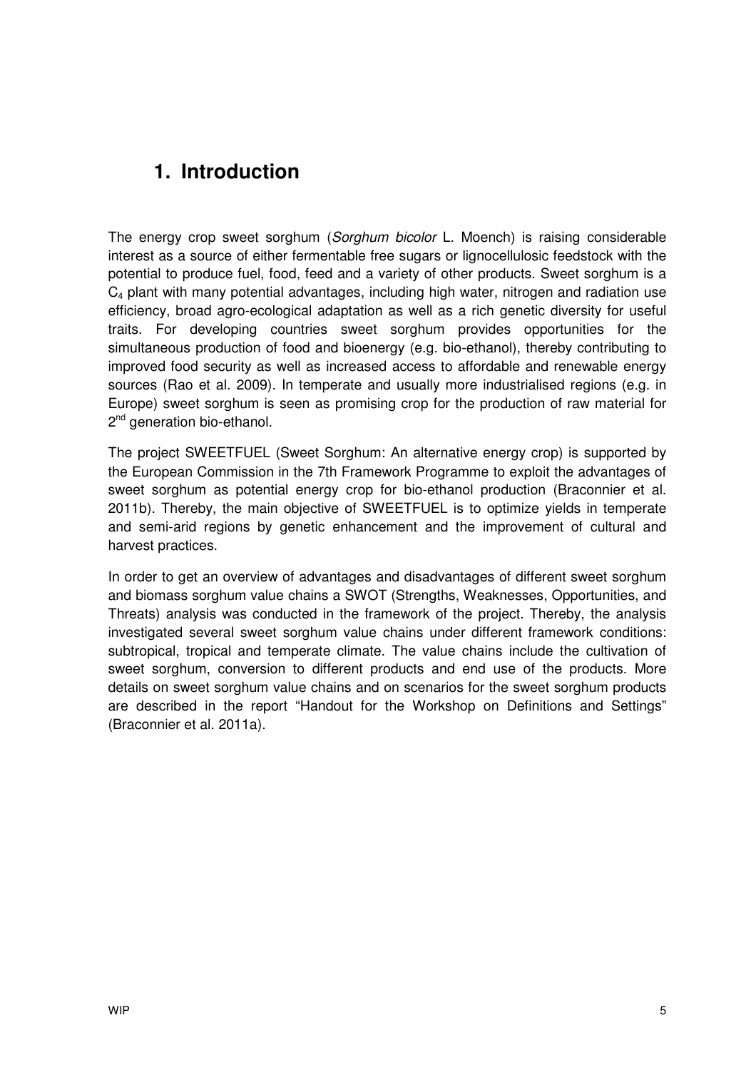# 1. Introduction

The energy crop sweet sorghum (*Sorghum bicolor* L. Moench) is raising considerable interest as a source of either fermentable free sugars or lignocellulosic feedstock with the potential to produce fuel, food, feed and a variety of other products. Sweet sorghum is a $C_4$ plant with many potential advantages, including high water, nitrogen and radiation use efficiency, broad agro-ecological adaptation as well as a rich genetic diversity for useful traits. For developing countries sweet sorghum provides opportunities for the simultaneous production of food and bioenergy (e.g. bio-ethanol), thereby contributing to improved food security as well as increased access to affordable and renewable energy sources (Rao et al. 2009). In temperate and usually more industrialised regions (e.g. in Europe) sweet sorghum is seen as promising crop for the production of raw material for 2nd generation bio-ethanol.

The project SWEETFUEL (Sweet Sorghum: An alternative energy crop) is supported by the European Commission in the 7th Framework Programme to exploit the advantages of sweet sorghum as potential energy crop for bio-ethanol production (Braconnier et al. 2011b). Thereby, the main objective of SWEETFUEL is to optimize yields in temperate and semi-arid regions by genetic enhancement and the improvement of cultural and harvest practices.

In order to get an overview of advantages and disadvantages of different sweet sorghum and biomass sorghum value chains a SWOT (Strengths, Weaknesses, Opportunities, and Threats) analysis was conducted in the framework of the project. Thereby, the analysis investigated several sweet sorghum value chains under different framework conditions: subtropical, tropical and temperate climate. The value chains include the cultivation of sweet sorghum, conversion to different products and end use of the products. More details on sweet sorghum value chains and on scenarios for the sweet sorghum products are described in the report "Handout for the Workshop on Definitions and Settings" (Braconnier et al. 2011a).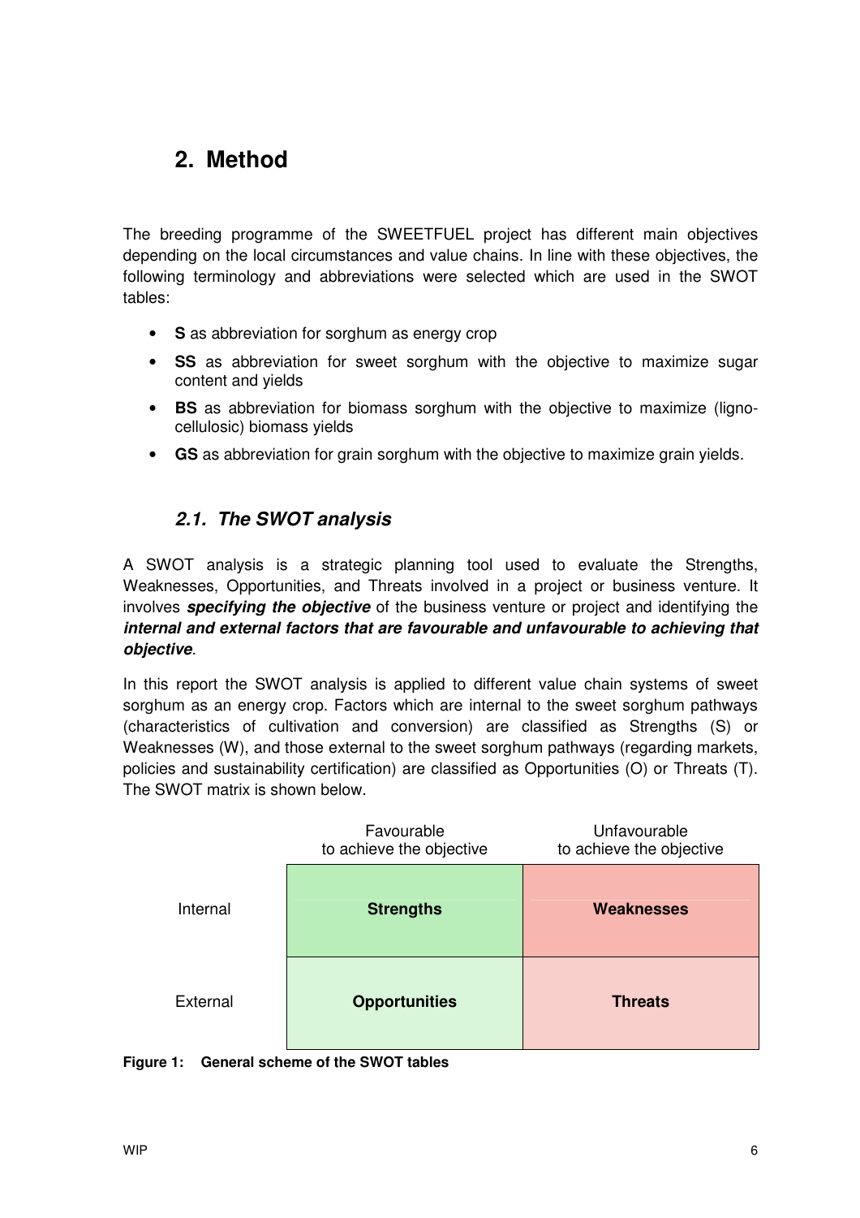# 2. Method

The breeding programme of the SWEETFUEL project has different main objectives depending on the local circumstances and value chains. In line with these objectives, the following terminology and abbreviations were selected which are used in the SWOT tables:

- **S** as abbreviation for sorghum as energy crop
- **SS** as abbreviation for sweet sorghum with the objective to maximize sugar content and yields
- **BS** as abbreviation for biomass sorghum with the objective to maximize (ligno-cellulosic) biomass yields
- **GS** as abbreviation for grain sorghum with the objective to maximize grain yields.

## 2.1. *The SWOT analysis*

A SWOT analysis is a strategic planning tool used to evaluate the Strengths, Weaknesses, Opportunities, and Threats involved in a project or business venture. It involves ***specifying the objective*** of the business venture or project and identifying the ***internal and external factors that are favourable and unfavourable to achieving that objective***.

In this report the SWOT analysis is applied to different value chain systems of sweet sorghum as an energy crop. Factors which are internal to the sweet sorghum pathways (characteristics of cultivation and conversion) are classified as Strengths (S) or Weaknesses (W), and those external to the sweet sorghum pathways (regarding markets, policies and sustainability certification) are classified as Opportunities (O) or Threats (T). The SWOT matrix is shown below.

| | Favourable to achieve the objective | Unfavourable to achieve the objective |
|---|---|---|
| Internal | **Strengths** | **Weaknesses** |
| External | **Opportunities** | **Threats** |

**Figure 1: General scheme of the SWOT tables**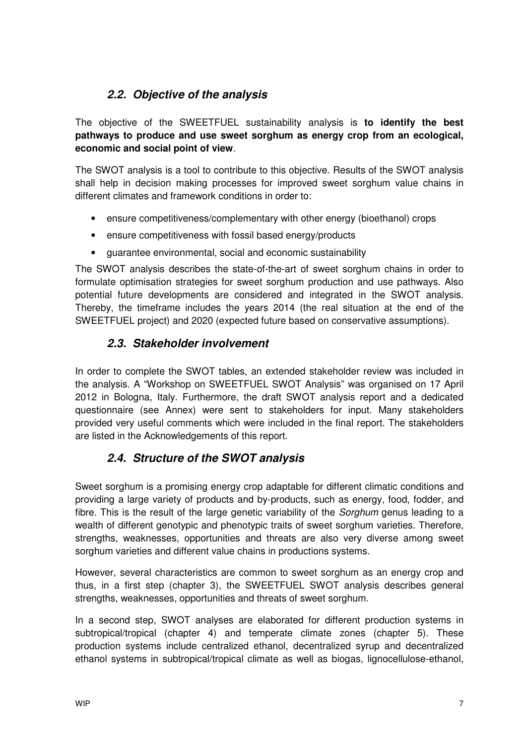## *2.2. Objective of the analysis*

The objective of the SWEETFUEL sustainability analysis is **to identify the best pathways to produce and use sweet sorghum as energy crop from an ecological, economic and social point of view**.

The SWOT analysis is a tool to contribute to this objective. Results of the SWOT analysis shall help in decision making processes for improved sweet sorghum value chains in different climates and framework conditions in order to:

- ensure competitiveness/complementary with other energy (bioethanol) crops
- ensure competitiveness with fossil based energy/products
- guarantee environmental, social and economic sustainability

The SWOT analysis describes the state-of-the-art of sweet sorghum chains in order to formulate optimisation strategies for sweet sorghum production and use pathways. Also potential future developments are considered and integrated in the SWOT analysis. Thereby, the timeframe includes the years 2014 (the real situation at the end of the SWEETFUEL project) and 2020 (expected future based on conservative assumptions).

## *2.3. Stakeholder involvement*

In order to complete the SWOT tables, an extended stakeholder review was included in the analysis. A "Workshop on SWEETFUEL SWOT Analysis" was organised on 17 April 2012 in Bologna, Italy. Furthermore, the draft SWOT analysis report and a dedicated questionnaire (see Annex) were sent to stakeholders for input. Many stakeholders provided very useful comments which were included in the final report. The stakeholders are listed in the Acknowledgements of this report.

## *2.4. Structure of the SWOT analysis*

Sweet sorghum is a promising energy crop adaptable for different climatic conditions and providing a large variety of products and by-products, such as energy, food, fodder, and fibre. This is the result of the large genetic variability of the *Sorghum* genus leading to a wealth of different genotypic and phenotypic traits of sweet sorghum varieties. Therefore, strengths, weaknesses, opportunities and threats are also very diverse among sweet sorghum varieties and different value chains in productions systems.

However, several characteristics are common to sweet sorghum as an energy crop and thus, in a first step (chapter 3), the SWEETFUEL SWOT analysis describes general strengths, weaknesses, opportunities and threats of sweet sorghum.

In a second step, SWOT analyses are elaborated for different production systems in subtropical/tropical (chapter 4) and temperate climate zones (chapter 5). These production systems include centralized ethanol, decentralized syrup and decentralized ethanol systems in subtropical/tropical climate as well as biogas, lignocellulose-ethanol,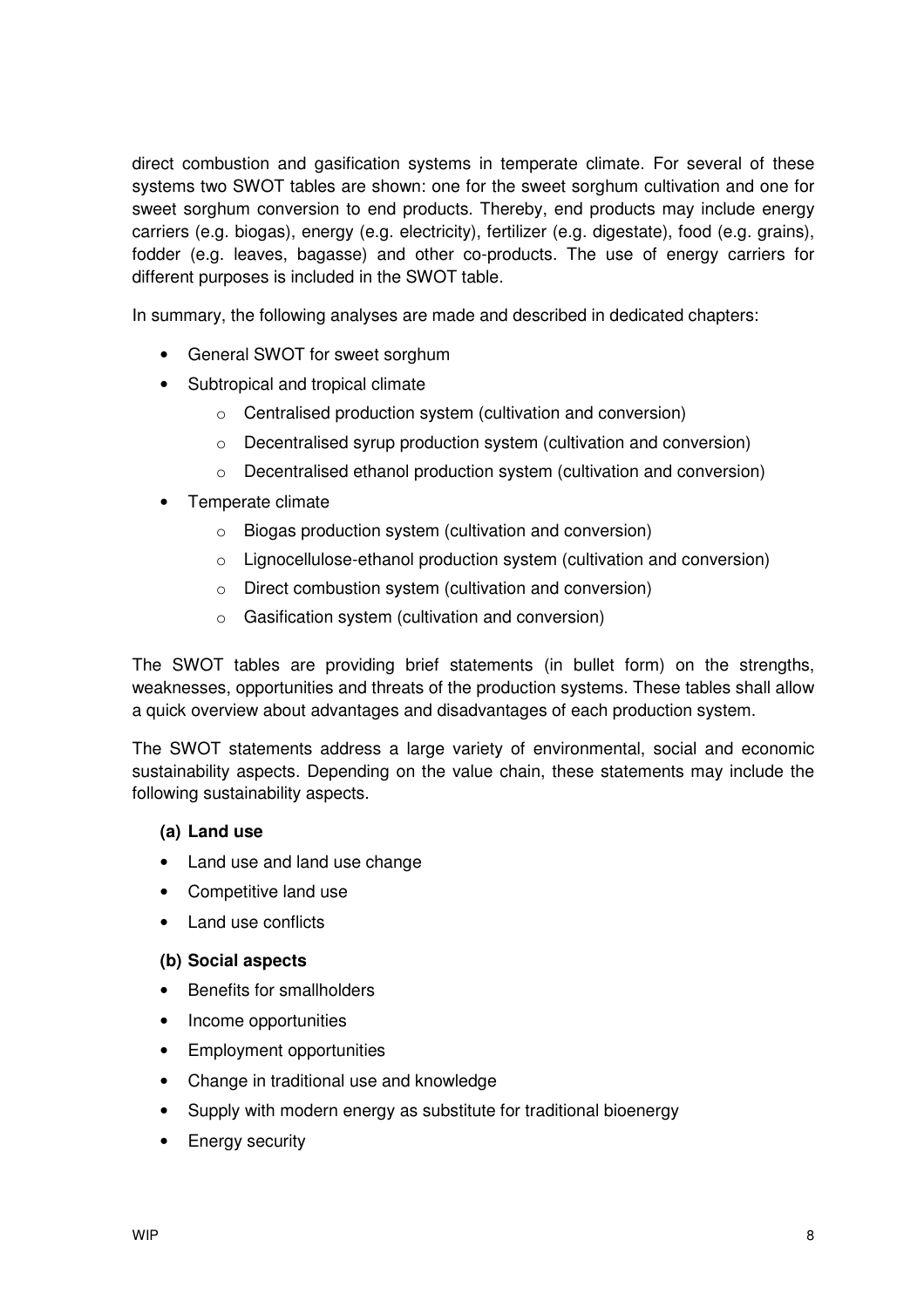direct combustion and gasification systems in temperate climate. For several of these systems two SWOT tables are shown: one for the sweet sorghum cultivation and one for sweet sorghum conversion to end products. Thereby, end products may include energy carriers (e.g. biogas), energy (e.g. electricity), fertilizer (e.g. digestate), food (e.g. grains), fodder (e.g. leaves, bagasse) and other co-products. The use of energy carriers for different purposes is included in the SWOT table.

In summary, the following analyses are made and described in dedicated chapters:

- General SWOT for sweet sorghum
- Subtropical and tropical climate
  - Centralised production system (cultivation and conversion)
  - Decentralised syrup production system (cultivation and conversion)
  - Decentralised ethanol production system (cultivation and conversion)
- Temperate climate
  - Biogas production system (cultivation and conversion)
  - Lignocellulose-ethanol production system (cultivation and conversion)
  - Direct combustion system (cultivation and conversion)
  - Gasification system (cultivation and conversion)

The SWOT tables are providing brief statements (in bullet form) on the strengths, weaknesses, opportunities and threats of the production systems. These tables shall allow a quick overview about advantages and disadvantages of each production system.

The SWOT statements address a large variety of environmental, social and economic sustainability aspects. Depending on the value chain, these statements may include the following sustainability aspects.

**(a) Land use**

- Land use and land use change
- Competitive land use
- Land use conflicts

**(b) Social aspects**

- Benefits for smallholders
- Income opportunities
- Employment opportunities
- Change in traditional use and knowledge
- Supply with modern energy as substitute for traditional bioenergy
- Energy security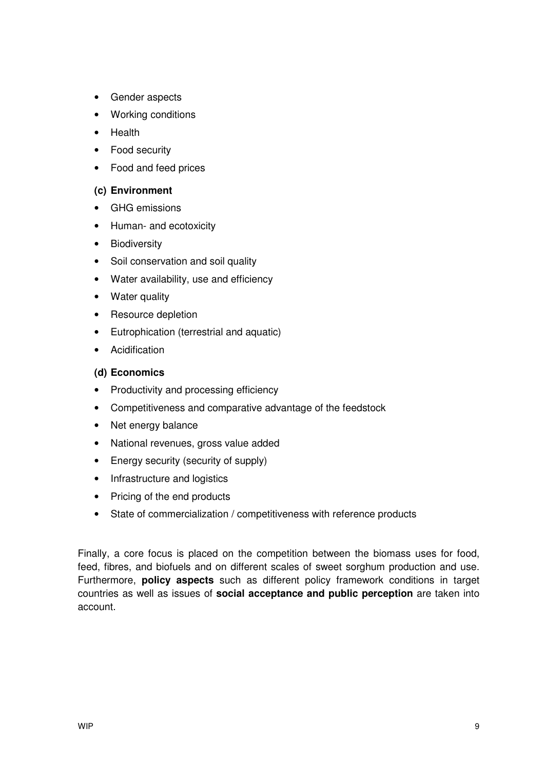- Gender aspects
- Working conditions
- Health
- Food security
- Food and feed prices

**(c) Environment**

- GHG emissions
- Human- and ecotoxicity
- Biodiversity
- Soil conservation and soil quality
- Water availability, use and efficiency
- Water quality
- Resource depletion
- Eutrophication (terrestrial and aquatic)
- Acidification

**(d) Economics**

- Productivity and processing efficiency
- Competitiveness and comparative advantage of the feedstock
- Net energy balance
- National revenues, gross value added
- Energy security (security of supply)
- Infrastructure and logistics
- Pricing of the end products
- State of commercialization / competitiveness with reference products

Finally, a core focus is placed on the competition between the biomass uses for food, feed, fibres, and biofuels and on different scales of sweet sorghum production and use. Furthermore, **policy aspects** such as different policy framework conditions in target countries as well as issues of **social acceptance and public perception** are taken into account.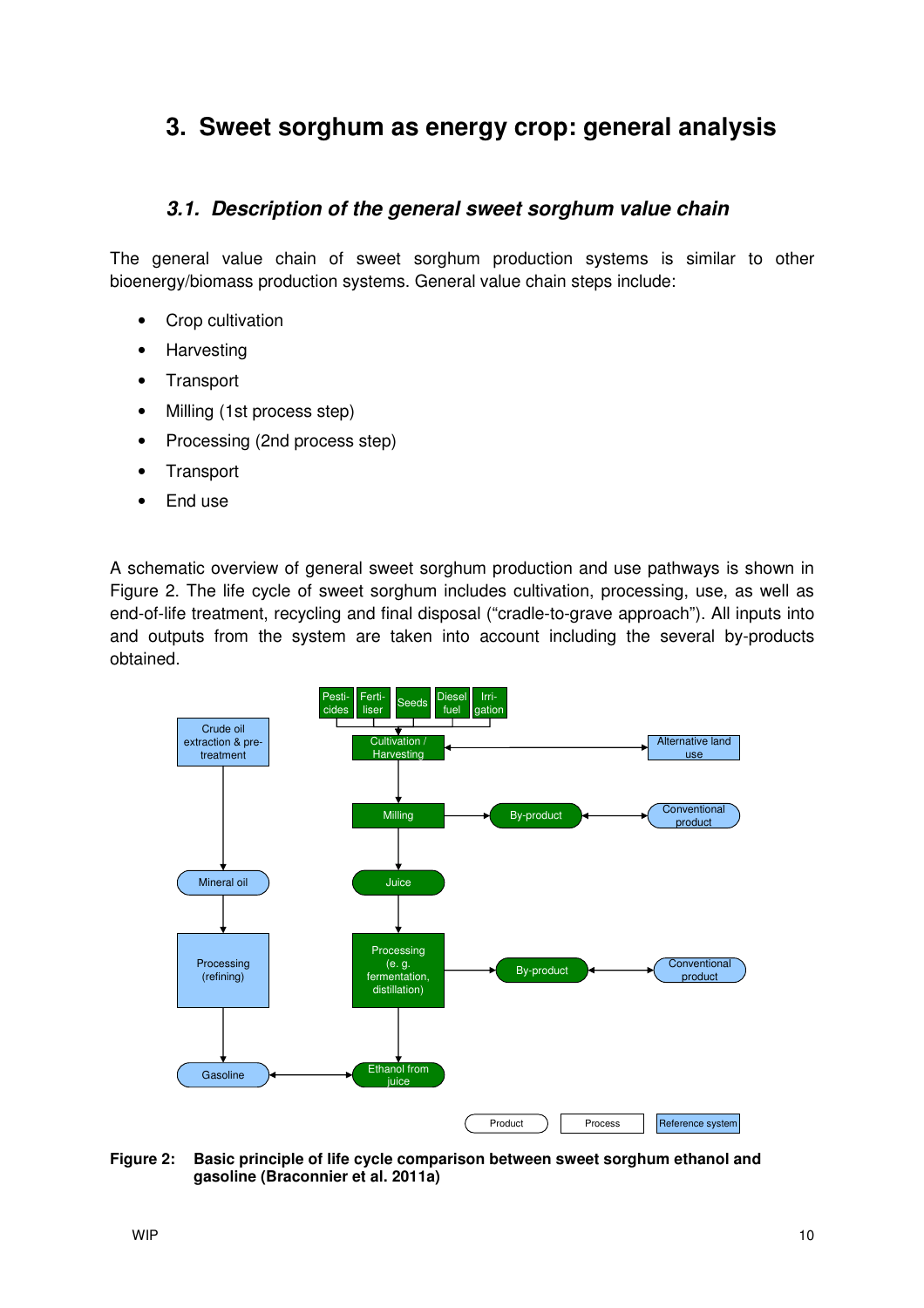# 3. Sweet sorghum as energy crop: general analysis

## 3.1. Description of the general sweet sorghum value chain

The general value chain of sweet sorghum production systems is similar to other bioenergy/biomass production systems. General value chain steps include:

- Crop cultivation
- Harvesting
- Transport
- Milling (1st process step)
- Processing (2nd process step)
- Transport
- End use

A schematic overview of general sweet sorghum production and use pathways is shown in Figure 2. The life cycle of sweet sorghum includes cultivation, processing, use, as well as end-of-life treatment, recycling and final disposal ("cradle-to-grave approach"). All inputs into and outputs from the system are taken into account including the several by-products obtained.

**Figure 2: Basic principle of life cycle comparison between sweet sorghum ethanol and gasoline (Braconnier et al. 2011a)**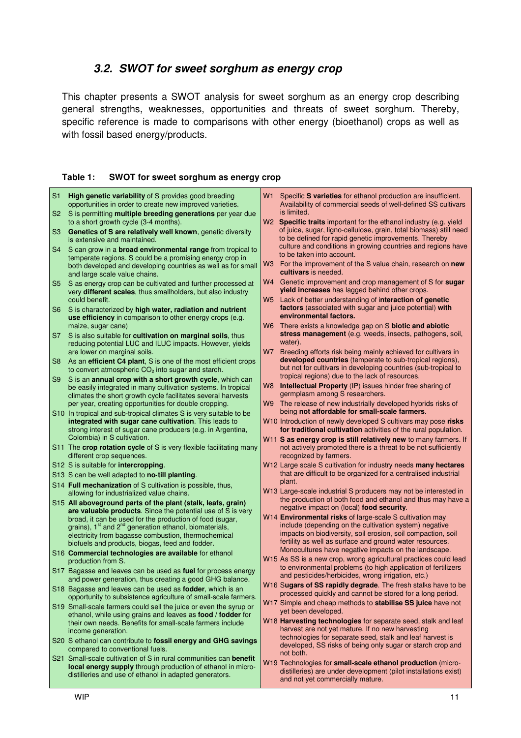### 3.2. SWOT for sweet sorghum as energy crop

This chapter presents a SWOT analysis for sweet sorghum as an energy crop describing general strengths, weaknesses, opportunities and threats of sweet sorghum. Thereby, specific reference is made to comparisons with other energy (bioethanol) crops as well as with fossil based energy/products.

**Table 1: SWOT for sweet sorghum as energy crop**

| Strengths | Weaknesses |
|---|---|
| S1 **High genetic variability** of S provides good breeding opportunities in order to create new improved varieties. | W1 Specific **S varieties** for ethanol production are insufficient. Availability of commercial seeds of well-defined SS cultivars is limited. |
| S2 S is permitting **multiple breeding generations** per year due to a short growth cycle (3-4 months). | W2 **Specific traits** important for the ethanol industry (e.g. yield of juice, sugar, ligno-cellulose, grain, total biomass) still need to be defined for rapid genetic improvements. Thereby culture and conditions in growing countries and regions have to be taken into account. |
| S3 **Genetics of S are relatively well known**, genetic diversity is extensive and maintained. | W3 For the improvement of the S value chain, research on **new cultivars** is needed. |
| S4 S can grow in a **broad environmental range** from tropical to temperate regions. S could be a promising energy crop in both developed and developing countries as well as for small and large scale value chains. | W4 Genetic improvement and crop management of S for **sugar yield increases** has lagged behind other crops. |
| S5 S as energy crop can be cultivated and further processed at very **different scales**, thus smallholders, but also industry could benefit. | W5 Lack of better understanding of i**nteraction of genetic factors** (associated with sugar and juice potential) **with environmental factors.** |
| S6 S is characterized by **high water, radiation and nutrient use efficiency** in comparison to other energy crops (e.g. maize, sugar cane) | W6 There exists a knowledge gap on S **biotic and abiotic stress management** (e.g. weeds, insects, pathogens, soil, water). |
| S7 S is also suitable for **cultivation on marginal soils**, thus reducing potential LUC and ILUC impacts. However, yields are lower on marginal soils. | W7 Breeding efforts risk being mainly achieved for cultivars in **developed countries** (temperate to sub-tropical regions), but not for cultivars in developing countries (sub-tropical to tropical regions) due to the lack of resources. |
| S8 As an **efficient C4 plant**, S is one of the most efficient crops to convert atmospheric $CO_2$ into sugar and starch. | W8 **Intellectual Property** (IP) issues hinder free sharing of germplasm among S researchers. |
| S9 S is an **annual crop with a short growth cycle**, which can be easily integrated in many cultivation systems. In tropical climates the short growth cycle facilitates several harvests per year, creating opportunities for double cropping. | W9 The release of new industrially developed hybrids risks of being **not affordable for small-scale farmers**. |
| S10 In tropical and sub-tropical climates S is very suitable to be **integrated with sugar cane cultivation**. This leads to strong interest of sugar cane producers (e.g. in Argentina, Colombia) in S cultivation. | W10 Introduction of newly developed S cultivars may pose **risks for traditional cultivation** activities of the rural population. |
| S11 The **crop rotation cycle** of S is very flexible facilitating many different crop sequences. | W11 **S as energy crop is still relatively new** to many farmers. If not actively promoted there is a threat to be not sufficiently recognized by farmers. |
| S12 S is suitable for **intercropping**. | W12 Large scale S cultivation for industry needs **many hectares** that are difficult to be organized for a centralised industrial plant. |
| S13 S can be well adapted to **no-till planting**. | W13 Large-scale industrial S producers may not be interested in the production of both food and ethanol and thus may have a negative impact on (local) **food security**. |
| S14 **Full mechanization** of S cultivation is possible, thus, allowing for industrialized value chains. | W14 **Environmental risks** of large-scale S cultivation may include (depending on the cultivation system) negative impacts on biodiversity, soil erosion, soil compaction, soil fertility as well as surface and ground water resources. Monocultures have negative impacts on the landscape. |
| S15 **All aboveground parts of the plant (stalk, leafs, grain) are valuable products**. Since the potential use of S is very broad, it can be used for the production of food (sugar, grains), 1st and 2nd generation ethanol, biomaterials, electricity from bagasse combustion, thermochemical biofuels and products, biogas, feed and fodder. | W15 As SS is a new crop, wrong agricultural practices could lead to environmental problems (to high application of fertilizers and pesticides/herbicides, wrong irrigation, etc.) |
| S16 **Commercial technologies are available** for ethanol production from S. | W16 S**ugars of SS rapidly degrade**. The fresh stalks have to be processed quickly and cannot be stored for a long period. |
| S17 Bagasse and leaves can be used as **fuel** for process energy and power generation, thus creating a good GHG balance. | W17 Simple and cheap methods to **stabilise SS juice** have not yet been developed. |
| S18 Bagasse and leaves can be used as **fodder**, which is an opportunity to subsistence agriculture of small-scale farmers. | W18 **Harvesting technologies** for separate seed, stalk and leaf harvest are not yet mature. If no new harvesting technologies for separate seed, stalk and leaf harvest is developed, SS risks of being only sugar or starch crop and not both. |
| S19 Small-scale farmers could sell the juice or even the syrup or ethanol, while using grains and leaves as **food** / **fodder** for their own needs. Benefits for small-scale farmers include income generation. | W19 Technologies for **small-scale ethanol production** (micro-distilleries) are under development (pilot installations exist) and not yet commercially mature. |
| S20 S ethanol can contribute to **fossil energy and GHG savings** compared to conventional fuels. | |
| S21 Small-scale cultivation of S in rural communities can **benefit local energy supply** through production of ethanol in micro-distilleries and use of ethanol in adapted generators. | |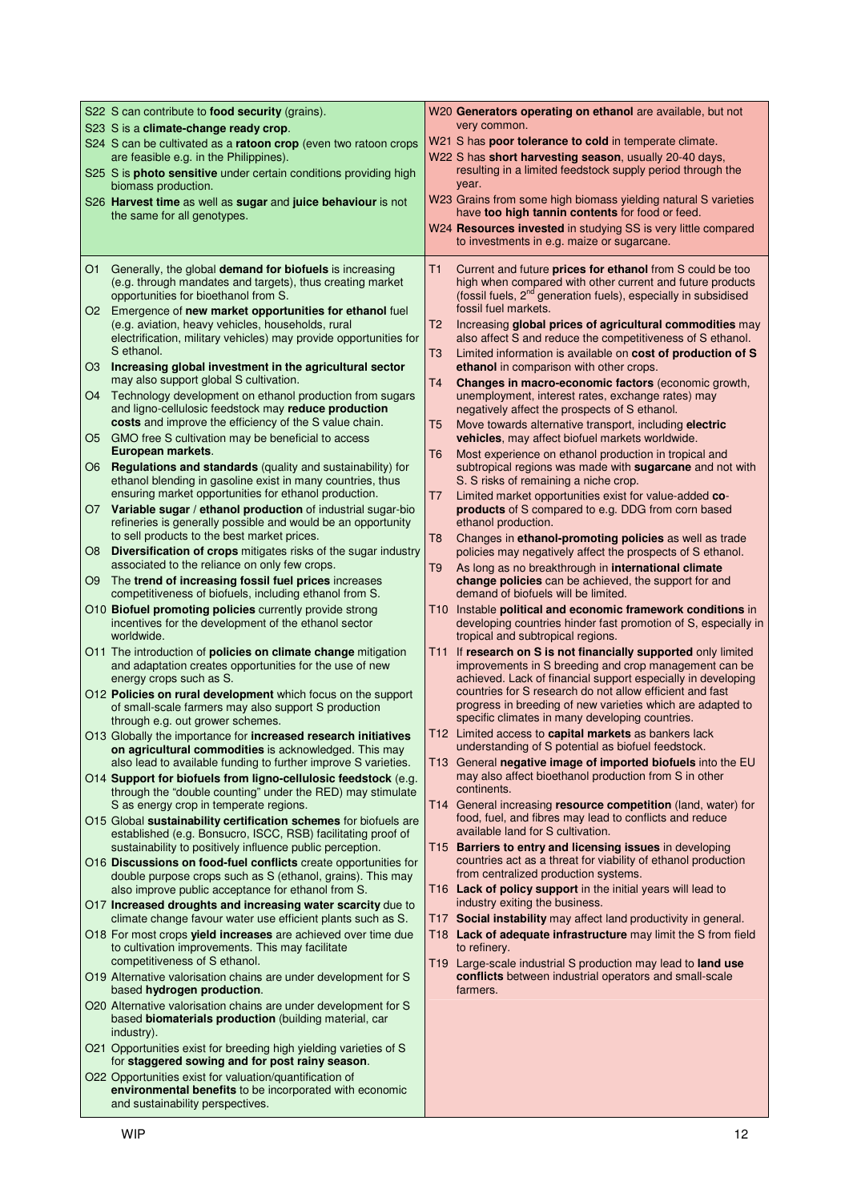| Strengths | Weaknesses |
|---|---|
| S22 S can contribute to **food security** (grains).<br>S23 S is a **climate-change ready crop**.<br>S24 S can be cultivated as a **ratoon crop** (even two ratoon crops are feasible e.g. in the Philippines).<br>S25 S is **photo sensitive** under certain conditions providing high biomass production.<br>S26 **Harvest time** as well as **sugar** and **juice behaviour** is not the same for all genotypes. | W20 **Generators operating on ethanol** are available, but not very common.<br>W21 S has **poor tolerance to cold** in temperate climate.<br>W22 S has **short harvesting season**, usually 20-40 days, resulting in a limited feedstock supply period through the year.<br>W23 Grains from some high biomass yielding natural S varieties have **too high tannin contents** for food or feed.<br>W24 **Resources invested** in studying SS is very little compared to investments in e.g. maize or sugarcane. |
| O1 Generally, the global **demand for biofuels** is increasing (e.g. through mandates and targets), thus creating market opportunities for bioethanol from S.<br>O2 Emergence of **new market opportunities for ethanol** fuel (e.g. aviation, heavy vehicles, households, rural electrification, military vehicles) may provide opportunities for S ethanol.<br>O3 **Increasing global investment in the agricultural sector** may also support global S cultivation.<br>O4 Technology development on ethanol production from sugars and ligno-cellulosic feedstock may **reduce production costs** and improve the efficiency of the S value chain.<br>O5 GMO free S cultivation may be beneficial to access **European markets**.<br>O6 **Regulations and standards** (quality and sustainability) for ethanol blending in gasoline exist in many countries, thus ensuring market opportunities for ethanol production.<br>O7 **Variable sugar / ethanol production** of industrial sugar-bio refineries is generally possible and would be an opportunity to sell products to the best market prices.<br>O8 **Diversification of crops** mitigates risks of the sugar industry associated to the reliance on only few crops.<br>O9 The **trend of increasing fossil fuel prices** increases competitiveness of biofuels, including ethanol from S.<br>O10 **Biofuel promoting policies** currently provide strong incentives for the development of the ethanol sector worldwide.<br>O11 The introduction of **policies on climate change** mitigation and adaptation creates opportunities for the use of new energy crops such as S.<br>O12 **Policies on rural development** which focus on the support of small-scale farmers may also support S production through e.g. out grower schemes.<br>O13 Globally the importance for **increased research initiatives on agricultural commodities** is acknowledged. This may also lead to available funding to further improve S varieties.<br>O14 **Support for biofuels from ligno-cellulosic feedstock** (e.g. through the "double counting" under the RED) may stimulate S as energy crop in temperate regions.<br>O15 Global **sustainability certification schemes** for biofuels are established (e.g. Bonsucro, ISCC, RSB) facilitating proof of sustainability to positively influence public perception.<br>O16 **Discussions on food-fuel conflicts** create opportunities for double purpose crops such as S (ethanol, grains). This may also improve public acceptance for ethanol from S.<br>O17 **Increased droughts and increasing water scarcity** due to climate change favour water use efficient plants such as S.<br>O18 For most crops **yield increases** are achieved over time due to cultivation improvements. This may facilitate competitiveness of S ethanol.<br>O19 Alternative valorisation chains are under development for S based **hydrogen production**.<br>O20 Alternative valorisation chains are under development for S based **biomaterials production** (building material, car industry).<br>O21 Opportunities exist for breeding high yielding varieties of S for **staggered sowing and for post rainy season**.<br>O22 Opportunities exist for valuation/quantification of **environmental benefits** to be incorporated with economic and sustainability perspectives. | T1 Current and future **prices for ethanol** from S could be too high when compared with other current and future products (fossil fuels, 2[nd] generation fuels), especially in subsidised fossil fuel markets.<br>T2 Increasing **global prices of agricultural commodities** may also affect S and reduce the competitiveness of S ethanol.<br>T3 Limited information is available on **cost of production of S ethanol** in comparison with other crops.<br>T4 **Changes in macro-economic factors** (economic growth, unemployment, interest rates, exchange rates) may negatively affect the prospects of S ethanol.<br>T5 Move towards alternative transport, including **electric vehicles**, may affect biofuel markets worldwide.<br>T6 Most experience on ethanol production in tropical and subtropical regions was made with **sugarcane** and not with S. S risks of remaining a niche crop.<br>T7 Limited market opportunities exist for value-added **co-products** of S compared to e.g. DDG from corn based ethanol production.<br>T8 Changes in **ethanol-promoting policies** as well as trade policies may negatively affect the prospects of S ethanol.<br>T9 As long as no breakthrough in **international climate change policies** can be achieved, the support for and demand of biofuels will be limited.<br>T10 Instable **political and economic framework conditions** in developing countries hinder fast promotion of S, especially in tropical and subtropical regions.<br>T11 If **research on S is not financially supported** only limited improvements in S breeding and crop management can be achieved. Lack of financial support especially in developing countries for S research do not allow efficient and fast progress in breeding of new varieties which are adapted to specific climates in many developing countries.<br>T12 Limited access to **capital markets** as bankers lack understanding of S potential as biofuel feedstock.<br>T13 General **negative image of imported biofuels** into the EU may also affect bioethanol production from S in other continents.<br>T14 General increasing **resource competition** (land, water) for food, fuel, and fibres may lead to conflicts and reduce available land for S cultivation.<br>T15 **Barriers to entry and licensing issues** in developing countries act as a threat for viability of ethanol production from centralized production systems.<br>T16 **Lack of policy support** in the initial years will lead to industry exiting the business.<br>T17 **Social instability** may affect land productivity in general.<br>T18 **Lack of adequate infrastructure** may limit the S from field to refinery.<br>T19 Large-scale industrial S production may lead to **land use conflicts** between industrial operators and small-scale farmers. |

WIP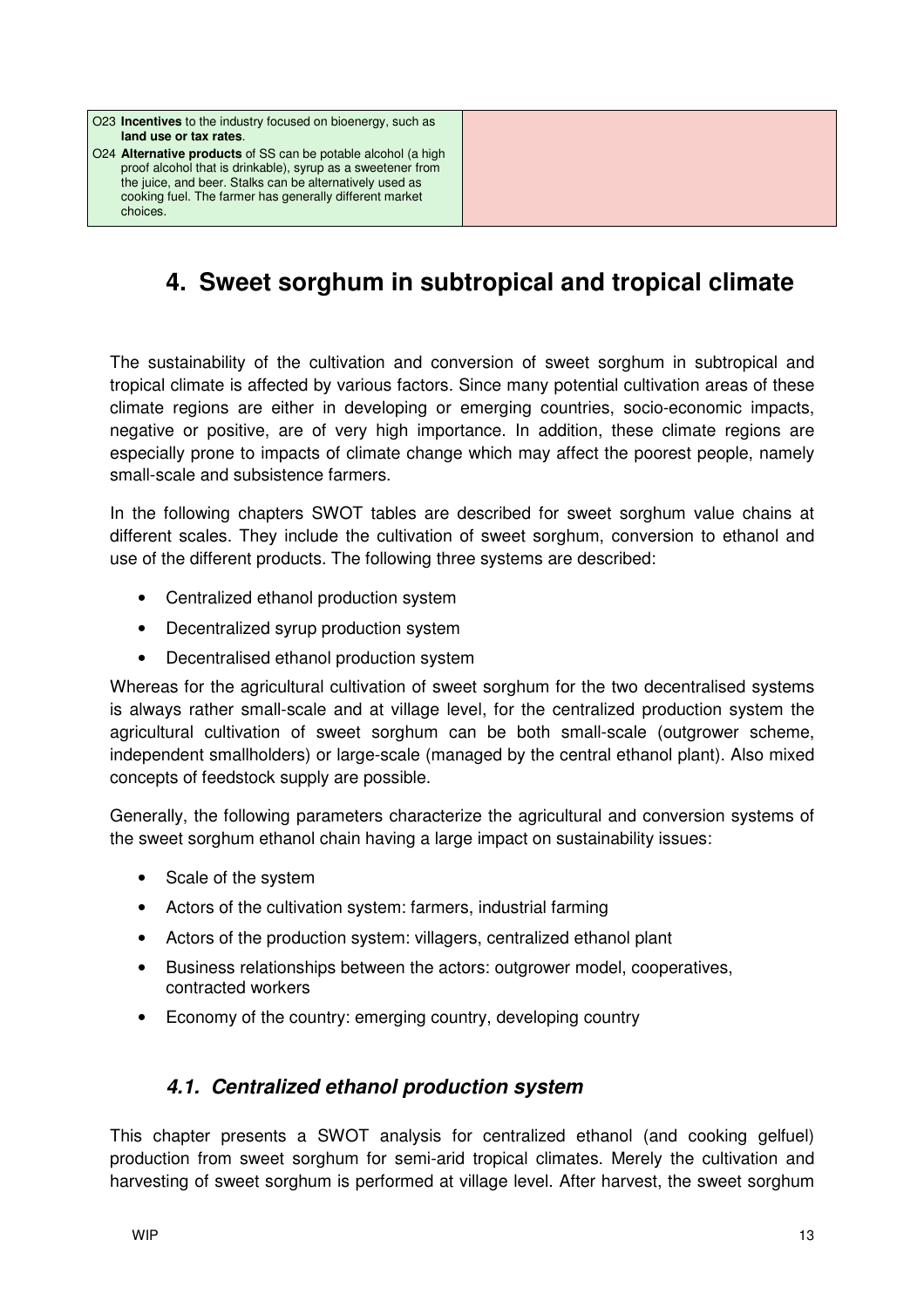| | |
|---|---|
| O23 **Incentives** to the industry focused on bioenergy, such as **land use or tax rates**. O24 **Alternative products** of SS can be potable alcohol (a high proof alcohol that is drinkable), syrup as a sweetener from the juice, and beer. Stalks can be alternatively used as cooking fuel. The farmer has generally different market choices. | |

# 4. Sweet sorghum in subtropical and tropical climate

The sustainability of the cultivation and conversion of sweet sorghum in subtropical and tropical climate is affected by various factors. Since many potential cultivation areas of these climate regions are either in developing or emerging countries, socio-economic impacts, negative or positive, are of very high importance. In addition, these climate regions are especially prone to impacts of climate change which may affect the poorest people, namely small-scale and subsistence farmers.

In the following chapters SWOT tables are described for sweet sorghum value chains at different scales. They include the cultivation of sweet sorghum, conversion to ethanol and use of the different products. The following three systems are described:

- Centralized ethanol production system
- Decentralized syrup production system
- Decentralised ethanol production system

Whereas for the agricultural cultivation of sweet sorghum for the two decentralised systems is always rather small-scale and at village level, for the centralized production system the agricultural cultivation of sweet sorghum can be both small-scale (outgrower scheme, independent smallholders) or large-scale (managed by the central ethanol plant). Also mixed concepts of feedstock supply are possible.

Generally, the following parameters characterize the agricultural and conversion systems of the sweet sorghum ethanol chain having a large impact on sustainability issues:

- Scale of the system
- Actors of the cultivation system: farmers, industrial farming
- Actors of the production system: villagers, centralized ethanol plant
- Business relationships between the actors: outgrower model, cooperatives, contracted workers
- Economy of the country: emerging country, developing country

## *4.1. Centralized ethanol production system*

This chapter presents a SWOT analysis for centralized ethanol (and cooking gelfuel) production from sweet sorghum for semi-arid tropical climates. Merely the cultivation and harvesting of sweet sorghum is performed at village level. After harvest, the sweet sorghum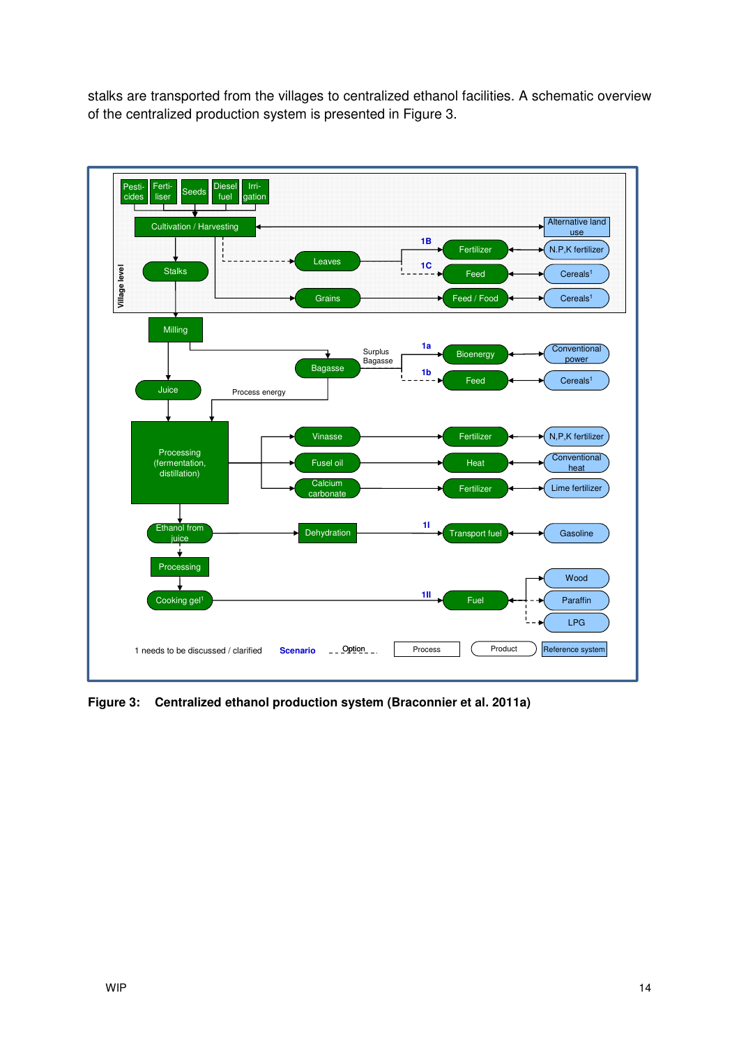stalks are transported from the villages to centralized ethanol facilities. A schematic overview of the centralized production system is presented in Figure 3.

**Figure 3: Centralized ethanol production system (Braconnier et al. 2011a)**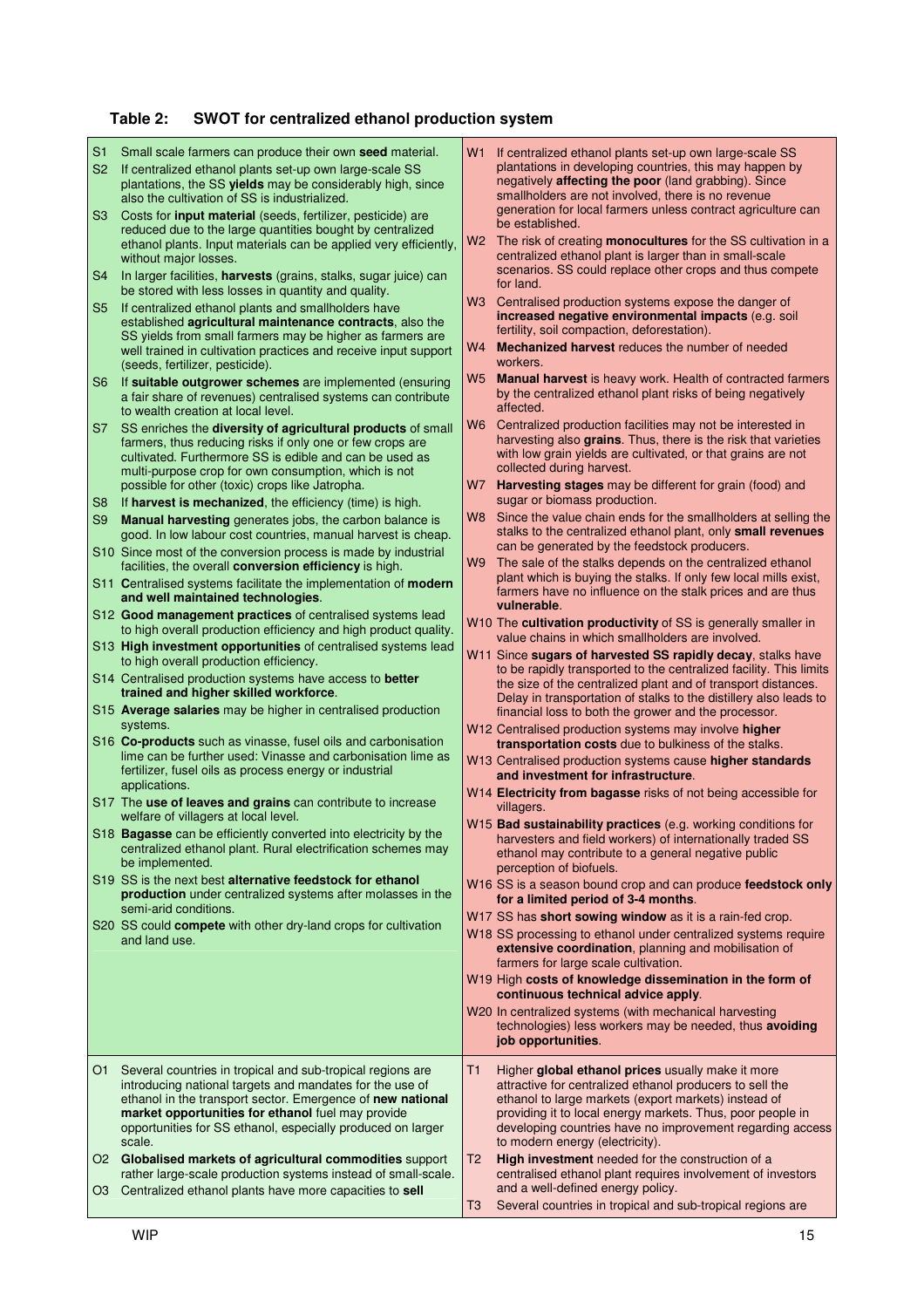### Table 2: SWOT for centralized ethanol production system

| Strengths | Weaknesses |
|---|---|
| S1 Small scale farmers can produce their own **seed** material.<br>S2 If centralized ethanol plants set-up own large-scale SS plantations, the SS **yields** may be considerably high, since also the cultivation of SS is industrialized.<br>S3 Costs for **input material** (seeds, fertilizer, pesticide) are reduced due to the large quantities bought by centralized ethanol plants. Input materials can be applied very efficiently, without major losses.<br>S4 In larger facilities, **harvests** (grains, stalks, sugar juice) can be stored with less losses in quantity and quality.<br>S5 If centralized ethanol plants and smallholders have established **agricultural maintenance contracts**, also the SS yields from small farmers may be higher as farmers are well trained in cultivation practices and receive input support (seeds, fertilizer, pesticide).<br>S6 If **suitable outgrower schemes** are implemented (ensuring a fair share of revenues) centralised systems can contribute to wealth creation at local level.<br>S7 SS enriches the **diversity of agricultural products** of small farmers, thus reducing risks if only one or few crops are cultivated. Furthermore SS is edible and can be used as multi-purpose crop for own consumption, which is not possible for other (toxic) crops like Jatropha.<br>S8 If **harvest is mechanized**, the efficiency (time) is high.<br>S9 **Manual harvesting** generates jobs, the carbon balance is good. In low labour cost countries, manual harvest is cheap.<br>S10 Since most of the conversion process is made by industrial facilities, the overall **conversion efficiency** is high.<br>S11 **C**entralised systems facilitate the implementation of **modern and well maintained technologies**.<br>S12 **Good management practices** of centralised systems lead to high overall production efficiency and high product quality.<br>S13 **High investment opportunities** of centralised systems lead to high overall production efficiency.<br>S14 Centralised production systems have access to **better trained and higher skilled workforce**.<br>S15 **Average salaries** may be higher in centralised production systems.<br>S16 **Co-products** such as vinasse, fuel oils and carbonisation lime can be further used: Vinasse and carbonisation lime as fertilizer, fuel oils as process energy or industrial applications.<br>S17 The **use of leaves and grains** can contribute to increase welfare of villagers at local level.<br>S18 **Bagasse** can be efficiently converted into electricity by the centralized ethanol plant. Rural electrification schemes may be implemented.<br>S19 SS is the next best **alternative feedstock for ethanol production** under centralized systems after molasses in the semi-arid conditions.<br>S20 SS could **compete** with other dry-land crops for cultivation and land use. | W1 If centralized ethanol plants set-up own large-scale SS plantations in developing countries, this may happen by negatively **affecting the poor** (land grabbing). Since smallholders are not involved, there is no revenue generation for local farmers unless contract agriculture can be established.<br>W2 The risk of creating **monocultures** for the SS cultivation in a centralized ethanol plant is larger than in small-scale scenarios. SS could replace other crops and thus compete for land.<br>W3 Centralised production systems expose the danger of **increased negative environmental impacts** (e.g. soil fertility, soil compaction, deforestation).<br>W4 **Mechanized harvest** reduces the number of needed workers.<br>W5 **Manual harvest** is heavy work. Health of contracted farmers by the centralized ethanol plant risks of being negatively affected.<br>W6 Centralized production facilities may not be interested in harvesting also **grains**. Thus, there is the risk that varieties with low grain yields are cultivated, or that grains are not collected during harvest.<br>W7 **Harvesting stages** may be different for grain (food) and sugar or biomass production.<br>W8 Since the value chain ends for the smallholders at selling the stalks to the centralized ethanol plant, only **small revenues** can be generated by the feedstock producers.<br>W9 The sale of the stalks depends on the centralized ethanol plant which is buying the stalks. If only few local mills exist, farmers have no influence on the stalk prices and are thus **vulnerable**.<br>W10 The **cultivation productivity** of SS is generally smaller in value chains in which smallholders are involved.<br>W11 Since **sugars of harvested SS rapidly decay**, stalks have to be rapidly transported to the centralized facility. This limits the size of the centralized plant and of transport distances. Delay in transportation of stalks to the distillery also leads to financial loss to both the grower and the processor.<br>W12 Centralised production systems may involve **higher transportation costs** due to bulkiness of the stalks.<br>W13 Centralised production systems cause **higher standards and investment for infrastructure**.<br>W14 **Electricity from bagasse** risks of not being accessible for villagers.<br>W15 **Bad sustainability practices** (e.g. working conditions for harvesters and field workers) of internationally traded SS ethanol may contribute to a general negative public perception of biofuels.<br>W16 SS is a season bound crop and can produce **feedstock only for a limited period of 3-4 months**.<br>W17 SS has **short sowing window** as it is a rain-fed crop.<br>W18 SS processing to ethanol under centralized systems require **extensive coordination**, planning and mobilisation of farmers for large scale cultivation.<br>W19 High **costs of knowledge dissemination in the form of continuous technical advice apply**.<br>W20 In centralized systems (with mechanical harvesting technologies) less workers may be needed, thus **avoiding job opportunities**. |
| O1 Several countries in tropical and sub-tropical regions are introducing national targets and mandates for the use of ethanol in the transport sector. Emergence of **new national market opportunities for ethanol** fuel may provide opportunities for SS ethanol, especially produced on larger scale.<br>O2 **Globalised markets of agricultural commodities** support rather large-scale production systems instead of small-scale.<br>O3 Centralized ethanol plants have more capacities to **sell** | T1 Higher **global ethanol prices** usually make it more attractive for centralized ethanol producers to sell the ethanol to large markets (export markets) instead of providing it to local energy markets. Thus, poor people in developing countries have no improvement regarding access to modern energy (electricity).<br>T2 **High investment** needed for the construction of a centralised ethanol plant requires involvement of investors and a well-defined energy policy.<br>T3 Several countries in tropical and sub-tropical regions are |

WIP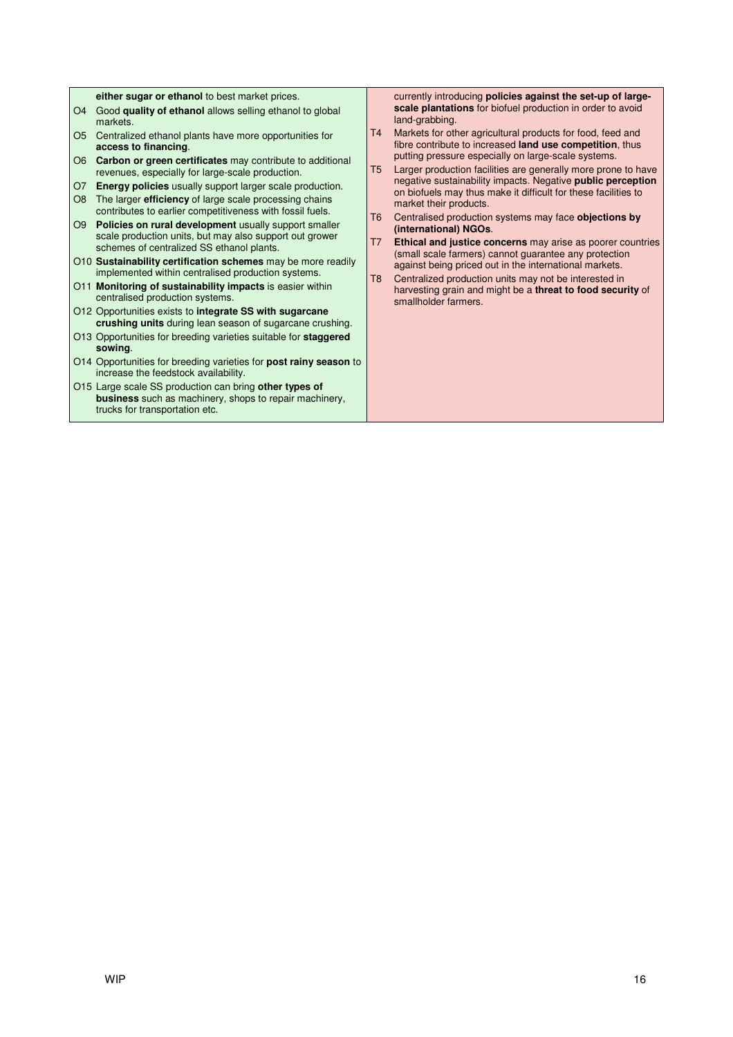| Opportunities | Threats |
|---|---|
| **either sugar or ethanol** to best market prices.<br>O4 Good **quality of ethanol** allows selling ethanol to global markets.<br>O5 Centralized ethanol plants have more opportunities for **access to financing**.<br>O6 **Carbon or green certificates** may contribute to additional revenues, especially for large-scale production.<br>O7 **Energy policies** usually support larger scale production.<br>O8 The larger **efficiency** of large scale processing chains contributes to earlier competitiveness with fossil fuels.<br>O9 **Policies on rural development** usually support smaller scale production units, but may also support out grower schemes of centralized SS ethanol plants.<br>O10 **Sustainability certification schemes** may be more readily implemented within centralised production systems.<br>O11 **Monitoring of sustainability impacts** is easier within centralised production systems.<br>O12 Opportunities exists to **integrate SS with sugarcane crushing units** during lean season of sugarcane crushing.<br>O13 Opportunities for breeding varieties suitable for **staggered sowing**.<br>O14 Opportunities for breeding varieties for **post rainy season** to increase the feedstock availability.<br>O15 Large scale SS production can bring **other types of business** such as machinery, shops to repair machinery, trucks for transportation etc. | currently introducing **policies against the set-up of large-scale plantations** for biofuel production in order to avoid land-grabbing.<br>T4 Markets for other agricultural products for food, feed and fibre contribute to increased **land use competition**, thus putting pressure especially on large-scale systems.<br>T5 Larger production facilities are generally more prone to have negative sustainability impacts. Negative **public perception** on biofuels may thus make it difficult for these facilities to market their products.<br>T6 Centralised production systems may face **objections by (international) NGOs**.<br>T7 **Ethical and justice concerns** may arise as poorer countries (small scale farmers) cannot guarantee any protection against being priced out in the international markets.<br>T8 Centralized production units may not be interested in harvesting grain and might be a **threat to food security** of smallholder farmers. |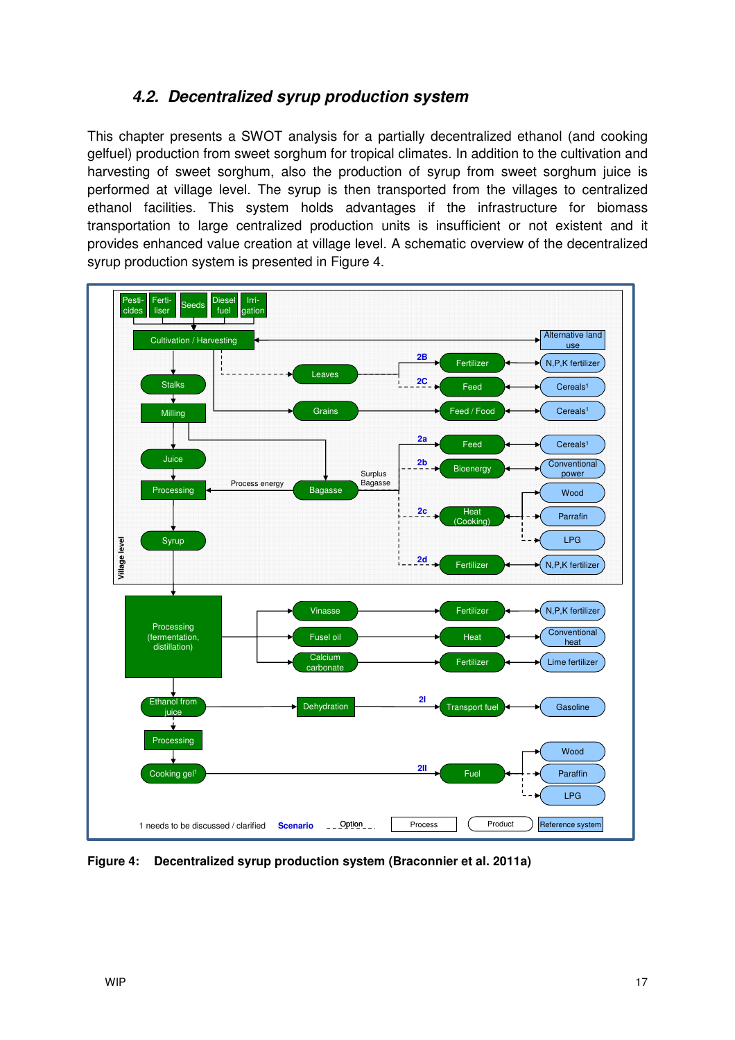### 4.2. Decentralized syrup production system

This chapter presents a SWOT analysis for a partially decentralized ethanol (and cooking gelfuel) production from sweet sorghum for tropical climates. In addition to the cultivation and harvesting of sweet sorghum, also the production of syrup from sweet sorghum juice is performed at village level. The syrup is then transported from the villages to centralized ethanol facilities. This system holds advantages if the infrastructure for biomass transportation to large centralized production units is insufficient or not existent and it provides enhanced value creation at village level. A schematic overview of the decentralized syrup production system is presented in Figure 4.

**Figure 4: Decentralized syrup production system (Braconnier et al. 2011a)**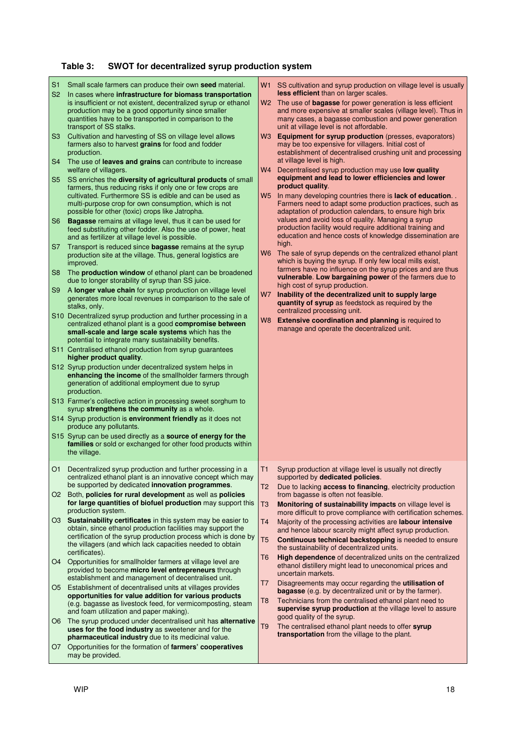**Table 3: SWOT for decentralized syrup production system**

| Strengths | Weaknesses |
|---|---|
| S1 Small scale farmers can produce their own **seed** material.<br>S2 In cases where **infrastructure for biomass transportation** is insufficient or not existent, decentralized syrup or ethanol production may be a good opportunity since smaller quantities have to be transported in comparison to the transport of SS stalks.<br>S3 Cultivation and harvesting of SS on village level allows farmers also to harvest **grains** for food and fodder production.<br>S4 The use of **leaves and grains** can contribute to increase welfare of villagers.<br>S5 SS enriches the **diversity of agricultural products** of small farmers, thus reducing risks if only one or few crops are cultivated. Furthermore SS is edible and can be used as multi-purpose crop for own consumption, which is not possible for other (toxic) crops like Jatropha.<br>S6 **Bagasse** remains at village level, thus it can be used for feed substituting other fodder. Also the use of power, heat and as fertilizer at village level is possible.<br>S7 Transport is reduced since **bagasse** remains at the syrup production site at the village. Thus, general logistics are improved.<br>S8 The **production window** of ethanol plant can be broadened due to longer storability of syrup than SS juice.<br>S9 A **longer value chain** for syrup production on village level generates more local revenues in comparison to the sale of stalks, only.<br>S10 Decentralized syrup production and further processing in a centralized ethanol plant is a good **compromise between small-scale and large scale systems** which has the potential to integrate many sustainability benefits.<br>S11 Centralised ethanol production from syrup guarantees **higher product quality**.<br>S12 Syrup production under decentralized system helps in **enhancing the income** of the smallholder farmers through generation of additional employment due to syrup production.<br>S13 Farmer's collective action in processing sweet sorghum to syrup **strengthens the community** as a whole.<br>S14 Syrup production is **environment friendly** as it does not produce any pollutants.<br>S15 Syrup can be used directly as a **source of energy for the families** or sold or exchanged for other food products within the village. | W1 SS cultivation and syrup production on village level is usually **less efficient** than on larger scales.<br>W2 The use of **bagasse** for power generation is less efficient and more expensive at smaller scales (village level). Thus in many cases, a bagasse combustion and power generation unit at village level is not affordable.<br>W3 **Equipment for syrup production** (presses, evaporators) may be too expensive for villagers. Initial cost of establishment of decentralised crushing unit and processing at village level is high.<br>W4 Decentralised syrup production may use **low quality equipment and lead to lower efficiencies and lower product quality**.<br>W5 In many developing countries there is **lack of education**. . Farmers need to adapt some production practices, such as adaptation of production calendars, to ensure high brix values and avoid loss of quality. Managing a syrup production facility would require additional training and education and hence costs of knowledge dissemination are high.<br>W6 The sale of syrup depends on the centralized ethanol plant which is buying the syrup. If only few local mills exist, farmers have no influence on the syrup prices and are thus **vulnerable**. **Low bargaining power** of the farmers due to high cost of syrup production.<br>W7 **Inability of the decentralized unit to supply large quantity of syrup** as feedstock as required by the centralized processing unit.<br>W8 **Extensive coordination and planning** is required to manage and operate the decentralized unit. |
| O1 Decentralized syrup production and further processing in a centralized ethanol plant is an innovative concept which may be supported by dedicated **innovation programmes**.<br>O2 Both, **policies for rural development** as well as **policies for large quantities of biofuel production** may support this production system.<br>O3 **Sustainability certificates** in this system may be easier to obtain, since ethanol production facilities may support the certification of the syrup production process which is done by the villagers (and which lack capacities needed to obtain certificates).<br>O4 Opportunities for smallholder farmers at village level are provided to become **micro level entrepreneurs** through establishment and management of decentralised unit.<br>O5 Establishment of decentralized units at villages provides **opportunities for value addition for various products** (e.g. bagasse as livestock feed, for vermicomposting, steam and foam utilization and paper making).<br>O6 The syrup produced under decentralised unit has **alternative uses for the food industry** as sweetener and for the **pharmaceutical industry** due to its medicinal value.<br>O7 Opportunities for the formation of **farmers' cooperatives** may be provided. | T1 Syrup production at village level is usually not directly supported by **dedicated policies**.<br>T2 Due to lacking **access to financing**, electricity production from bagasse is often not feasible.<br>T3 **Monitoring of sustainability impacts** on village level is more difficult to prove compliance with certification schemes.<br>T4 Majority of the processing activities are **labour intensive** and hence labour scarcity might affect syrup production.<br>T5 **Continuous technical backstopping** is needed to ensure the sustainability of decentralized units.<br>T6 **High dependence** of decentralized units on the centralized ethanol distillery might lead to uneconomical prices and uncertain markets.<br>T7 Disagreements may occur regarding the **utilisation of bagasse** (e.g. by decentralized unit or by the farmer).<br>T8 Technicians from the centralised ethanol plant need to **supervise syrup production** at the village level to assure good quality of the syrup.<br>T9 The centralised ethanol plant needs to offer **syrup transportation** from the village to the plant. |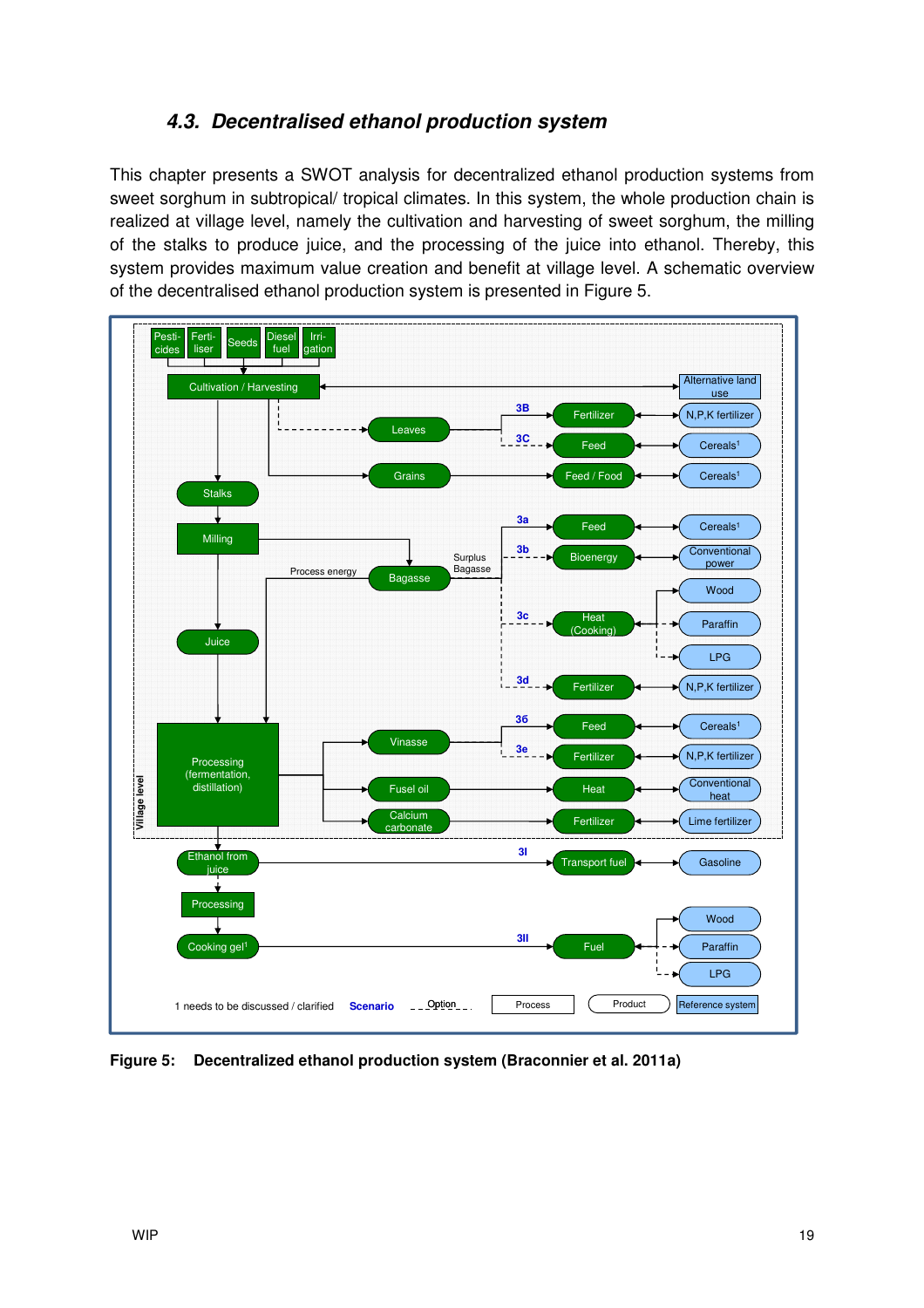### 4.3. *Decentralised ethanol production system*

This chapter presents a SWOT analysis for decentralized ethanol production systems from sweet sorghum in subtropical/ tropical climates. In this system, the whole production chain is realized at village level, namely the cultivation and harvesting of sweet sorghum, the milling of the stalks to produce juice, and the processing of the juice into ethanol. Thereby, this system provides maximum value creation and benefit at village level. A schematic overview of the decentralised ethanol production system is presented in Figure 5.

**Figure 5: Decentralized ethanol production system (Braconnier et al. 2011a)**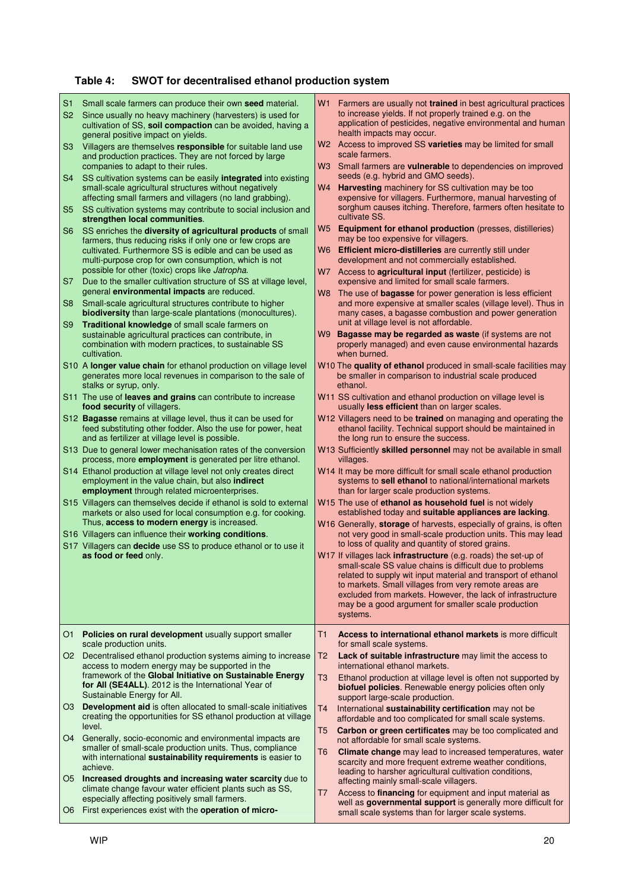## Table 4: SWOT for decentralised ethanol production system

| Strengths | Weaknesses |
|---|---|
| S1 Small scale farmers can produce their own **seed** material.<br>S2 Since usually no heavy machinery (harvesters) is used for cultivation of SS, **soil compaction** can be avoided, having a general positive impact on yields.<br>S3 Villagers are themselves **responsible** for suitable land use and production practices. They are not forced by large companies to adapt to their rules.<br>S4 SS cultivation systems can be easily **integrated** into existing small-scale agricultural structures without negatively affecting small farmers and villagers (no land grabbing).<br>S5 SS cultivation systems may contribute to social inclusion and **strengthen local communities**.<br>S6 SS enriches the **diversity of agricultural products** of small farmers, thus reducing risks if only one or few crops are cultivated. Furthermore SS is edible and can be used as multi-purpose crop for own consumption, which is not possible for other (toxic) crops like *Jatropha*.<br>S7 Due to the smaller cultivation structure of SS at village level, general **environmental impacts** are reduced.<br>S8 Small-scale agricultural structures contribute to higher **biodiversity** than large-scale plantations (monocultures).<br>S9 **Traditional knowledge** of small scale farmers on sustainable agricultural practices can contribute, in combination with modern practices, to sustainable SS cultivation.<br>S10 A **longer value chain** for ethanol production on village level generates more local revenues in comparison to the sale of stalks or syrup, only.<br>S11 The use of **leaves and grains** can contribute to increase **food security** of villagers.<br>S12 **Bagasse** remains at village level, thus it can be used for feed substituting other fodder. Also the use for power, heat and as fertilizer at village level is possible.<br>S13 Due to general lower mechanisation rates of the conversion process, more **employment** is generated per litre ethanol.<br>S14 Ethanol production at village level not only creates direct employment in the value chain, but also **indirect employment** through related microenterprises.<br>S15 Villagers can themselves decide if ethanol is sold to external markets or also used for local consumption e.g. for cooking. Thus, **access to modern energy** is increased.<br>S16 Villagers can influence their **working conditions**.<br>S17 Villagers can **decide** use SS to produce ethanol or to use it **as food or feed** only. | W1 Farmers are usually not **trained** in best agricultural practices to increase yields. If not properly trained e.g. on the application of pesticides, negative environmental and human health impacts may occur.<br>W2 Access to improved SS **varieties** may be limited for small scale farmers.<br>W3 Small farmers are **vulnerable** to dependencies on improved seeds (e.g. hybrid and GMO seeds).<br>W4 **Harvesting** machinery for SS cultivation may be too expensive for villagers. Furthermore, manual harvesting of sorghum causes itching. Therefore, farmers often hesitate to cultivate SS.<br>W5 **Equipment for ethanol production** (presses, distilleries) may be too expensive for villagers.<br>W6 **Efficient micro-distilleries** are currently still under development and not commercially established.<br>W7 Access to **agricultural input** (fertilizer, pesticide) is expensive and limited for small scale farmers.<br>W8 The use of **bagasse** for power generation is less efficient and more expensive at smaller scales (village level). Thus in many cases, a bagasse combustion and power generation unit at village level is not affordable.<br>W9 **Bagasse may be regarded as waste** (if systems are not properly managed) and even cause environmental hazards when burned.<br>W10 The **quality of ethanol** produced in small-scale facilities may be smaller in comparison to industrial scale produced ethanol.<br>W11 SS cultivation and ethanol production on village level is usually **less efficient** than on larger scales.<br>W12 Villagers need to be **trained** on managing and operating the ethanol facility. Technical support should be maintained in the long run to ensure the success.<br>W13 Sufficiently **skilled personnel** may not be available in small villages.<br>W14 It may be more difficult for small scale ethanol production systems to **sell ethanol** to national/international markets than for larger scale production systems.<br>W15 The use of **ethanol as household fuel** is not widely established today and **suitable appliances are lacking**.<br>W16 Generally, **storage** of harvests, especially of grains, is often not very good in small-scale production units. This may lead to loss of quality and quantity of stored grains.<br>W17 If villages lack **infrastructure** (e.g. roads) the set-up of small-scale SS value chains is difficult due to problems related to supply wit input material and transport of ethanol to markets. Small villages from very remote areas are excluded from markets. However, the lack of infrastructure may be a good argument for smaller scale production systems. |
| **Opportunities** | **Threats** |
| O1 **Policies on rural development** usually support smaller scale production units.<br>O2 Decentralised ethanol production systems aiming to increase access to modern energy may be supported in the framework of the **Global Initiative on Sustainable Energy for All (SE4ALL)**. 2012 is the International Year of Sustainable Energy for All.<br>O3 **Development aid** is often allocated to small-scale initiatives creating the opportunities for SS ethanol production at village level.<br>O4 Generally, socio-economic and environmental impacts are smaller of small-scale production units. Thus, compliance with international **sustainability requirements** is easier to achieve.<br>O5 **Increased droughts and increasing water scarcity** due to climate change favour water efficient plants such as SS, especially affecting positively small farmers.<br>O6 First experiences exist with the **operation of micro-** | T1 **Access to international ethanol markets** is more difficult for small scale systems.<br>T2 **Lack of suitable infrastructure** may limit the access to international ethanol markets.<br>T3 Ethanol production at village level is often not supported by **biofuel policies**. Renewable energy policies often only support large-scale production.<br>T4 International **sustainability certification** may not be affordable and too complicated for small scale systems.<br>T5 **Carbon or green certificates** may be too complicated and not affordable for small scale systems.<br>T6 **Climate change** may lead to increased temperatures, water scarcity and more frequent extreme weather conditions, leading to harsher agricultural cultivation conditions, affecting mainly small-scale villagers.<br>T7 Access to **financing** for equipment and input material as well as **governmental support** is generally more difficult for small scale systems than for larger scale systems. |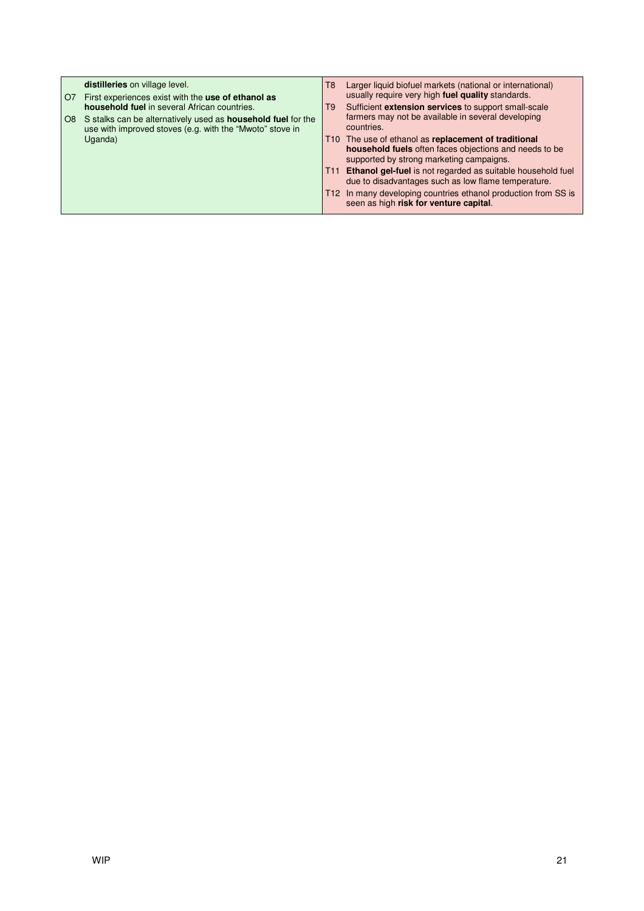| Opportunities | | Threats | |
|---|---|---|---|
| | **distilleries** on village level. | T8 | Larger liquid biofuel markets (national or international) usually require very high **fuel quality** standards. |
| O7 | First experiences exist with the **use of ethanol as household fuel** in several African countries. | T9 | Sufficient **extension services** to support small-scale farmers may not be available in several developing countries. |
| O8 | S stalks can be alternatively used as **household fuel** for the use with improved stoves (e.g. with the "Mwoto" stove in Uganda) | T10 | The use of ethanol as **replacement of traditional household fuels** often faces objections and needs to be supported by strong marketing campaigns. |
| | | T11 | **Ethanol gel-fuel** is not regarded as suitable household fuel due to disadvantages such as low flame temperature. |
| | | T12 | In many developing countries ethanol production from SS is seen as high **risk for venture capital**. |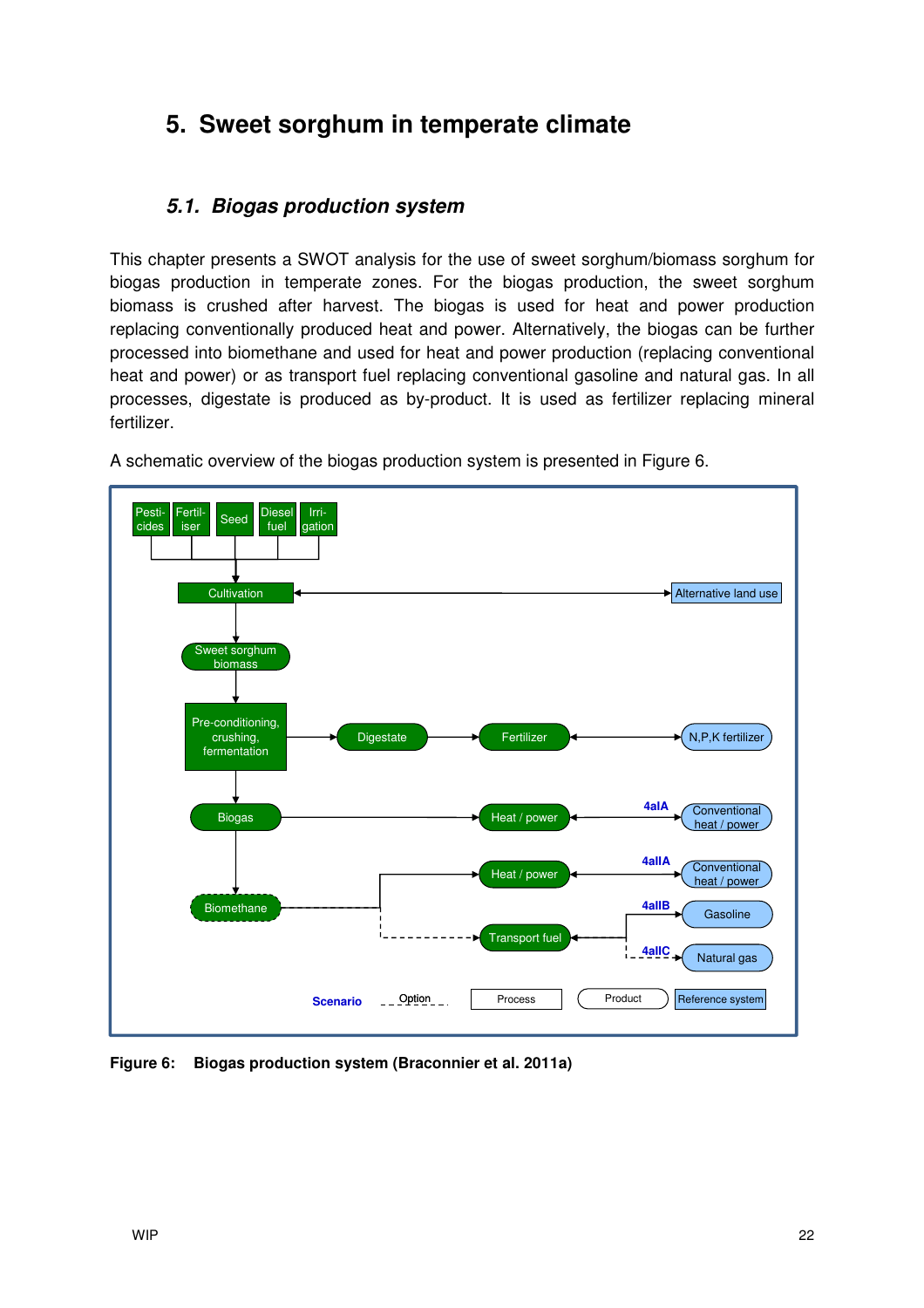# 5. Sweet sorghum in temperate climate

## 5.1. Biogas production system

This chapter presents a SWOT analysis for the use of sweet sorghum/biomass sorghum for biogas production in temperate zones. For the biogas production, the sweet sorghum biomass is crushed after harvest. The biogas is used for heat and power production replacing conventionally produced heat and power. Alternatively, the biogas can be further processed into biomethane and used for heat and power production (replacing conventional heat and power) or as transport fuel replacing conventional gasoline and natural gas. In all processes, digestate is produced as by-product. It is used as fertilizer replacing mineral fertilizer.

A schematic overview of the biogas production system is presented in Figure 6.

**Figure 6: Biogas production system (Braconnier et al. 2011a)**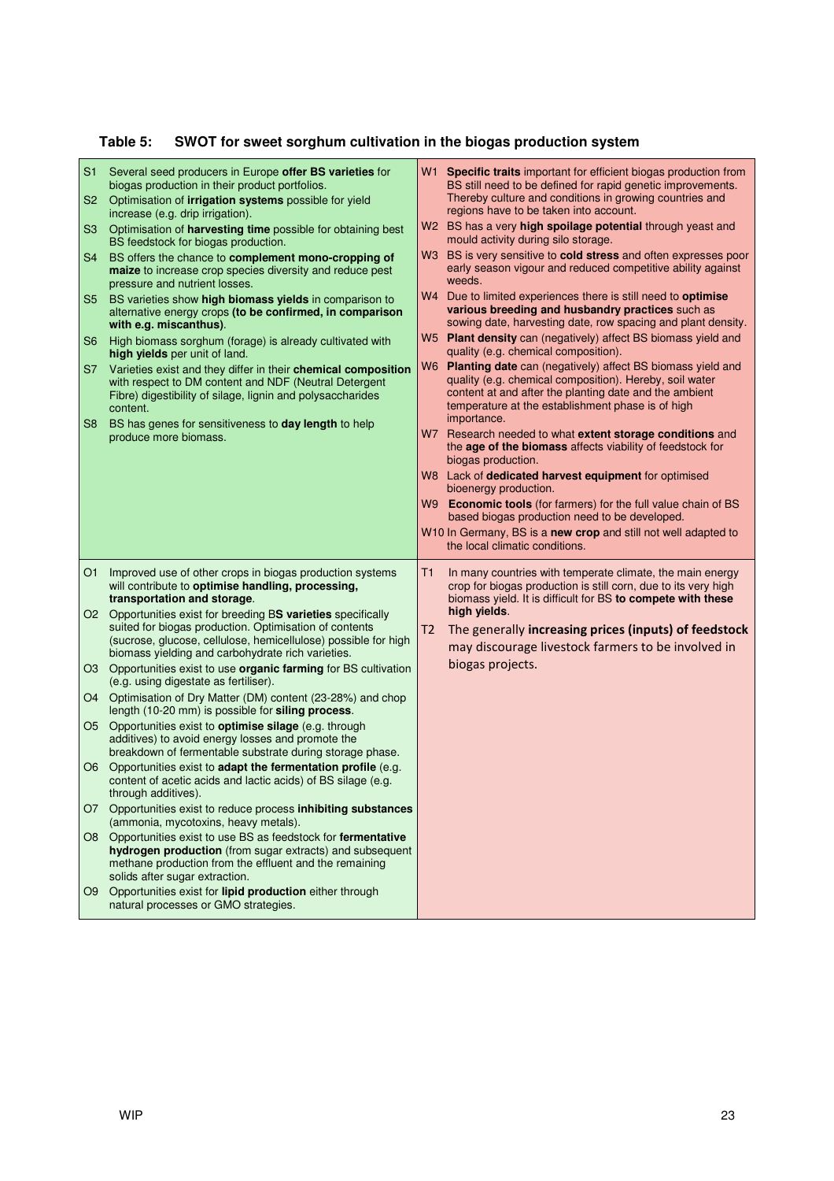**Table 5: SWOT for sweet sorghum cultivation in the biogas production system**

| Strengths | Weaknesses |
|---|---|
| S1 Several seed producers in Europe **offer BS varieties** for biogas production in their product portfolios.<br>S2 Optimisation of **irrigation systems** possible for yield increase (e.g. drip irrigation).<br>S3 Optimisation of **harvesting time** possible for obtaining best BS feedstock for biogas production.<br>S4 BS offers the chance to **complement mono-cropping of maize** to increase crop species diversity and reduce pest pressure and nutrient losses.<br>S5 BS varieties show **high biomass yields** in comparison to alternative energy crops **(to be confirmed, in comparison with e.g. miscanthus)**.<br>S6 High biomass sorghum (forage) is already cultivated with **high yields** per unit of land.<br>S7 Varieties exist and they differ in their **chemical composition** with respect to DM content and NDF (Neutral Detergent Fibre) digestibility of silage, lignin and polysaccharides content.<br>S8 BS has genes for sensitiveness to **day length** to help produce more biomass. | W1 **Specific traits** important for efficient biogas production from BS still need to be defined for rapid genetic improvements. Thereby culture and conditions in growing countries and regions have to be taken into account.<br>W2 BS has a very **high spoilage potential** through yeast and mould activity during silo storage.<br>W3 BS is very sensitive to **cold stress** and often expresses poor early season vigour and reduced competitive ability against weeds.<br>W4 Due to limited experiences there is still need to **optimise various breeding and husbandry practices** such as sowing date, harvesting date, row spacing and plant density.<br>W5 **Plant density** can (negatively) affect BS biomass yield and quality (e.g. chemical composition).<br>W6 **Planting date** can (negatively) affect BS biomass yield and quality (e.g. chemical composition). Hereby, soil water content at and after the planting date and the ambient temperature at the establishment phase is of high importance.<br>W7 Research needed to what **extent storage conditions** and the **age of the biomass** affects viability of feedstock for biogas production.<br>W8 Lack of **dedicated harvest equipment** for optimised bioenergy production.<br>W9 **Economic tools** (for farmers) for the full value chain of BS based biogas production need to be developed.<br>W10 In Germany, BS is a **new crop** and still not well adapted to the local climatic conditions. |
| **Opportunities** | **Threats** |
| O1 Improved use of other crops in biogas production systems will contribute to **optimise handling, processing, transportation and storage**.<br>O2 Opportunities exist for breeding B**S varieties** specifically suited for biogas production. Optimisation of contents (sucrose, glucose, cellulose, hemicellulose) possible for high biomass yielding and carbohydrate rich varieties.<br>O3 Opportunities exist to use **organic farming** for BS cultivation (e.g. using digestate as fertiliser).<br>O4 Optimisation of Dry Matter (DM) content (23-28%) and chop length (10-20 mm) is possible for **siling process**.<br>O5 Opportunities exist to **optimise silage** (e.g. through additives) to avoid energy losses and promote the breakdown of fermentable substrate during storage phase.<br>O6 Opportunities exist to **adapt the fermentation profile** (e.g. content of acetic acids and lactic acids) of BS silage (e.g. through additives).<br>O7 Opportunities exist to reduce process **inhibiting substances** (ammonia, mycotoxins, heavy metals).<br>O8 Opportunities exist to use BS as feedstock for **fermentative hydrogen production** (from sugar extracts) and subsequent methane production from the effluent and the remaining solids after sugar extraction.<br>O9 Opportunities exist for **lipid production** either through natural processes or GMO strategies. | T1 In many countries with temperate climate, the main energy crop for biogas production is still corn, due to its very high biomass yield. It is difficult for BS **to compete with these high yields**.<br>T2 The generally **increasing prices (inputs) of feedstock** may discourage livestock farmers to be involved in biogas projects. |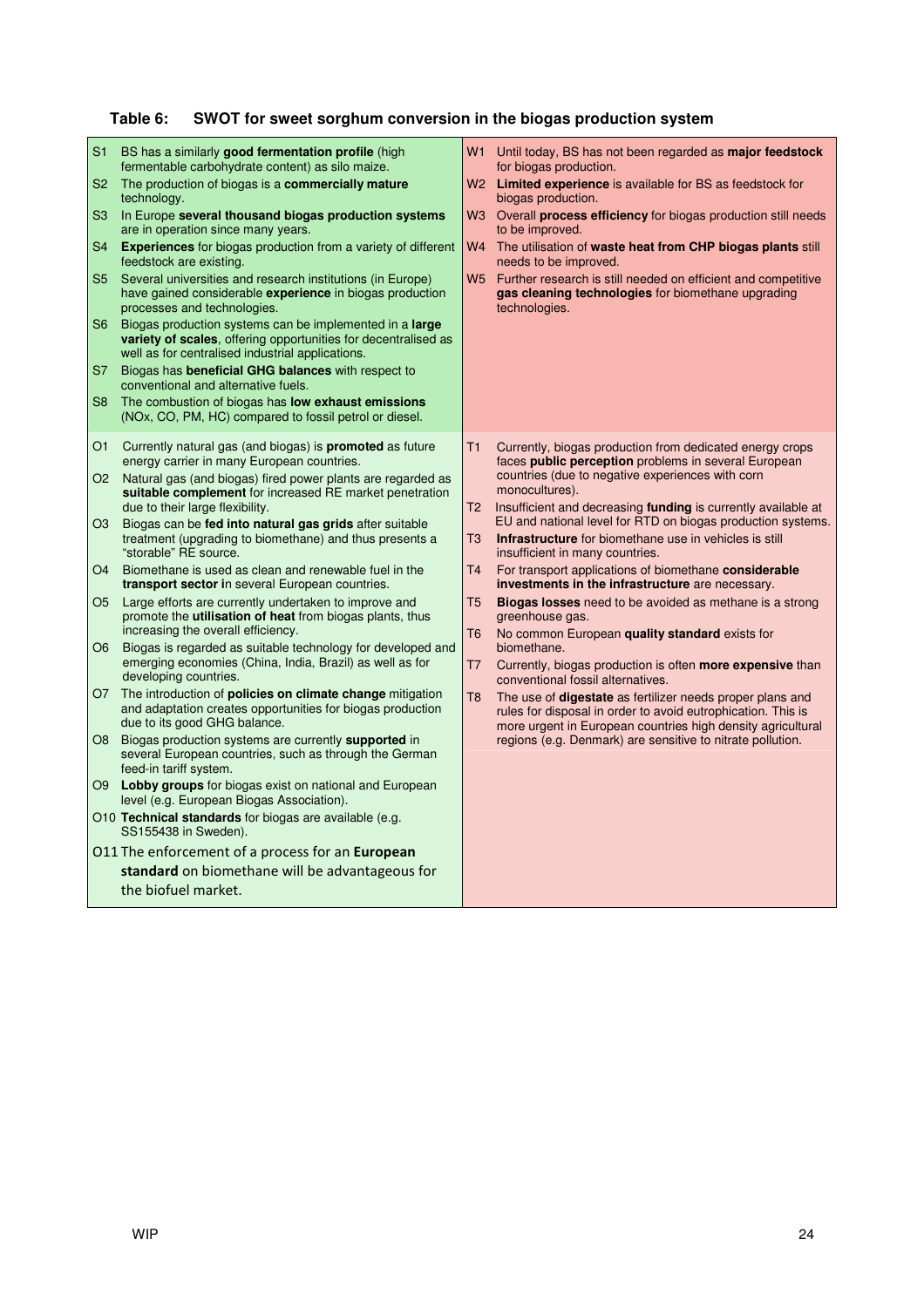**Table 6: SWOT for sweet sorghum conversion in the biogas production system**

| Strengths | Weaknesses |
|---|---|
| S1 BS has a similarly **good fermentation profile** (high fermentable carbohydrate content) as silo maize.<br>S2 The production of biogas is a **commercially mature** technology.<br>S3 In Europe **several thousand biogas production systems** are in operation since many years.<br>S4 **Experiences** for biogas production from a variety of different feedstock are existing.<br>S5 Several universities and research institutions (in Europe) have gained considerable **experience** in biogas production processes and technologies.<br>S6 Biogas production systems can be implemented in a **large variety of scales**, offering opportunities for decentralised as well as for centralised industrial applications.<br>S7 Biogas has **beneficial GHG balances** with respect to conventional and alternative fuels.<br>S8 The combustion of biogas has **low exhaust emissions** (NOx, CO, PM, HC) compared to fossil petrol or diesel. | W1 Until today, BS has not been regarded as **major feedstock** for biogas production.<br>W2 **Limited experience** is available for BS as feedstock for biogas production.<br>W3 Overall **process efficiency** for biogas production still needs to be improved.<br>W4 The utilisation of **waste heat from CHP biogas plants** still needs to be improved.<br>W5 Further research is still needed on efficient and competitive **gas cleaning technologies** for biomethane upgrading technologies. |
| O1 Currently natural gas (and biogas) is **promoted** as future energy carrier in many European countries.<br>O2 Natural gas (and biogas) fired power plants are regarded as **suitable complement** for increased RE market penetration due to their large flexibility.<br>O3 Biogas can be **fed into natural gas grids** after suitable treatment (upgrading to biomethane) and thus presents a "storable" RE source.<br>O4 Biomethane is used as clean and renewable fuel in the **transport sector i**n several European countries.<br>O5 Large efforts are currently undertaken to improve and promote the **utilisation of heat** from biogas plants, thus increasing the overall efficiency.<br>O6 Biogas is regarded as suitable technology for developed and emerging economies (China, India, Brazil) as well as for developing countries.<br>O7 The introduction of **policies on climate change** mitigation and adaptation creates opportunities for biogas production due to its good GHG balance.<br>O8 Biogas production systems are currently **supported** in several European countries, such as through the German feed-in tariff system.<br>O9 **Lobby groups** for biogas exist on national and European level (e.g. European Biogas Association).<br>O10 **Technical standards** for biogas are available (e.g. SS155438 in Sweden).<br>O11 The enforcement of a process for an **European standard** on biomethane will be advantageous for the biofuel market. | T1 Currently, biogas production from dedicated energy crops faces **public perception** problems in several European countries (due to negative experiences with corn monocultures).<br>T2 Insufficient and decreasing **funding** is currently available at EU and national level for RTD on biogas production systems.<br>T3 **Infrastructure** for biomethane use in vehicles is still insufficient in many countries.<br>T4 For transport applications of biomethane **considerable investments in the infrastructure** are necessary.<br>T5 **Biogas losses** need to be avoided as methane is a strong greenhouse gas.<br>T6 No common European **quality standard** exists for biomethane.<br>T7 Currently, biogas production is often **more expensive** than conventional fossil alternatives.<br>T8 The use of **digestate** as fertilizer needs proper plans and rules for disposal in order to avoid eutrophication. This is more urgent in European countries high density agricultural regions (e.g. Denmark) are sensitive to nitrate pollution. |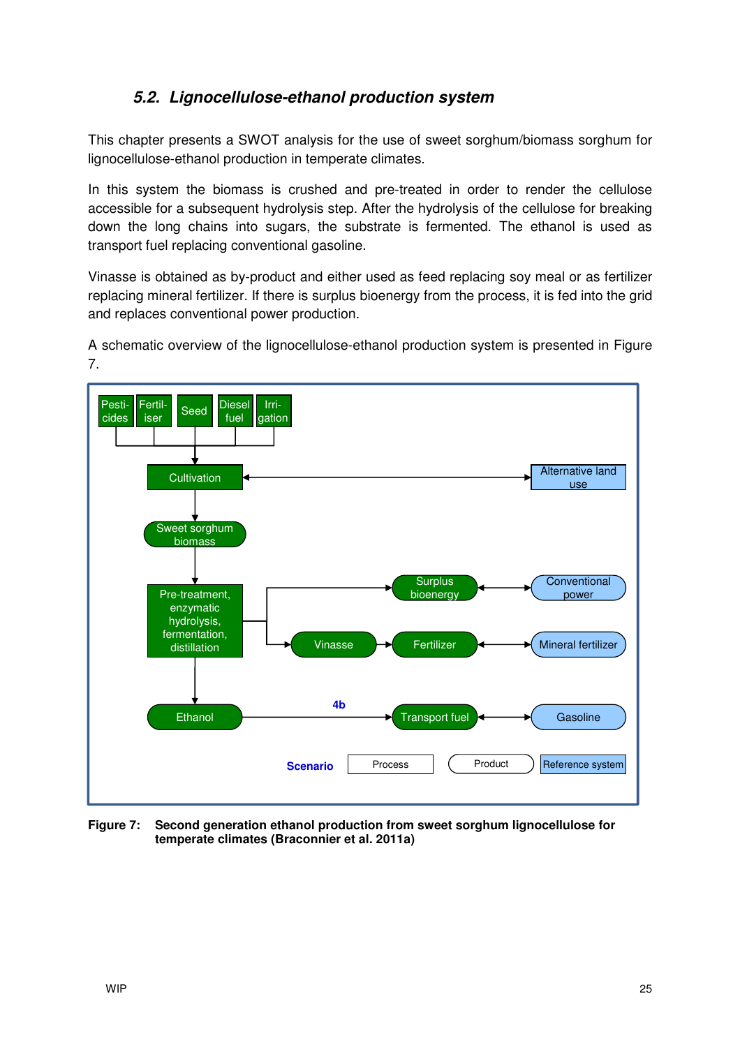### 5.2. Lignocellulose-ethanol production system

This chapter presents a SWOT analysis for the use of sweet sorghum/biomass sorghum for lignocellulose-ethanol production in temperate climates.

In this system the biomass is crushed and pre-treated in order to render the cellulose accessible for a subsequent hydrolysis step. After the hydrolysis of the cellulose for breaking down the long chains into sugars, the substrate is fermented. The ethanol is used as transport fuel replacing conventional gasoline.

Vinasse is obtained as by-product and either used as feed replacing soy meal or as fertilizer replacing mineral fertilizer. If there is surplus bioenergy from the process, it is fed into the grid and replaces conventional power production.

A schematic overview of the lignocellulose-ethanol production system is presented in Figure 7.

**Figure 7: Second generation ethanol production from sweet sorghum lignocellulose for temperate climates (Braconnier et al. 2011a)**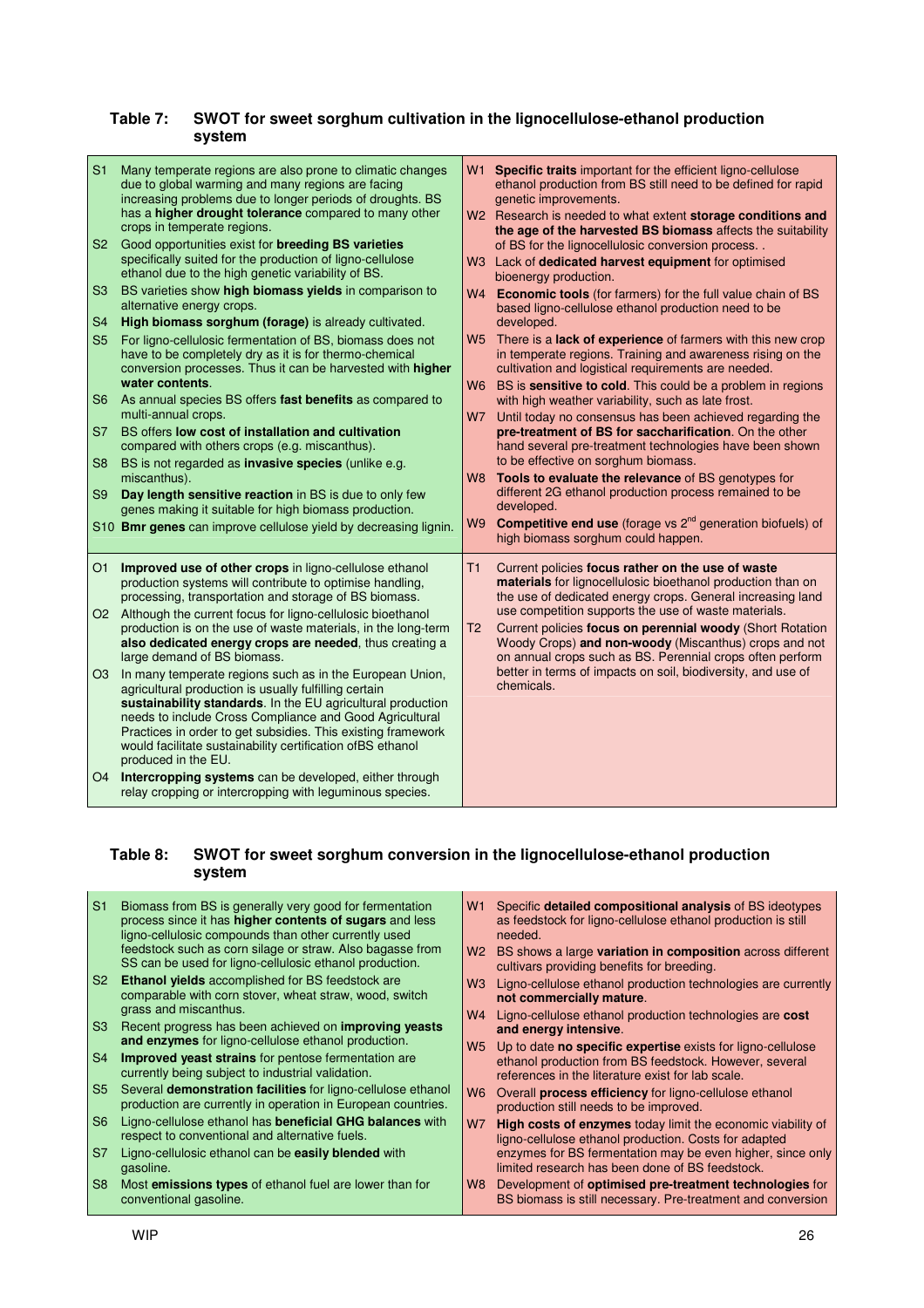**Table 7: SWOT for sweet sorghum cultivation in the lignocellulose-ethanol production system**

| Strengths | Weaknesses |
|---|---|
| S1 Many temperate regions are also prone to climatic changes due to global warming and many regions are facing increasing problems due to longer periods of droughts. BS has a **higher drought tolerance** compared to many other crops in temperate regions.<br>S2 Good opportunities exist for **breeding BS varieties** specifically suited for the production of ligno-cellulose ethanol due to the high genetic variability of BS.<br>S3 BS varieties show **high biomass yields** in comparison to alternative energy crops.<br>S4 **High biomass sorghum (forage)** is already cultivated.<br>S5 For ligno-cellulosic fermentation of BS, biomass does not have to be completely dry as it is for thermo-chemical conversion processes. Thus it can be harvested with **higher water contents**.<br>S6 As annual species BS offers **fast benefits** as compared to multi-annual crops.<br>S7 BS offers **low cost of installation and cultivation** compared with others crops (e.g. miscanthus).<br>S8 BS is not regarded as **invasive species** (unlike e.g. miscanthus).<br>S9 **Day length sensitive reaction** in BS is due to only few genes making it suitable for high biomass production.<br>S10 **Bmr genes** can improve cellulose yield by decreasing lignin. | W1 **Specific traits** important for the efficient ligno-cellulose ethanol production from BS still need to be defined for rapid genetic improvements.<br>W2 Research is needed to what extent **storage conditions and the age of the harvested BS biomass** affects the suitability of BS for the lignocellulosic conversion process. .<br>W3 Lack of **dedicated harvest equipment** for optimised bioenergy production.<br>W4 **Economic tools** (for farmers) for the full value chain of BS based ligno-cellulose ethanol production need to be developed.<br>W5 There is a **lack of experience** of farmers with this new crop in temperate regions. Training and awareness rising on the cultivation and logistical requirements are needed.<br>W6 BS is **sensitive to cold**. This could be a problem in regions with high weather variability, such as late frost.<br>W7 Until today no consensus has been achieved regarding the **pre-treatment of BS for saccharification**. On the other hand several pre-treatment technologies have been shown to be effective on sorghum biomass.<br>W8 **Tools to evaluate the relevance** of BS genotypes for different 2G ethanol production process remained to be developed.<br>W9 **Competitive end use** (forage vs 2[nd] generation biofuels) of high biomass sorghum could happen. |
| O1 **Improved use of other crops** in ligno-cellulose ethanol production systems will contribute to optimise handling, processing, transportation and storage of BS biomass.<br>O2 Although the current focus for ligno-cellulosic bioethanol production is on the use of waste materials, in the long-term **also dedicated energy crops are needed**, thus creating a large demand of BS biomass.<br>O3 In many temperate regions such as in the European Union, agricultural production is usually fulfilling certain **sustainability standards**. In the EU agricultural production needs to include Cross Compliance and Good Agricultural Practices in order to get subsidies. This existing framework would facilitate sustainability certification ofBS ethanol produced in the EU.<br>O4 **Intercropping systems** can be developed, either through relay cropping or intercropping with leguminous species. | T1 Current policies **focus rather on the use of waste materials** for lignocellulosic bioethanol production than on the use of dedicated energy crops. General increasing land use competition supports the use of waste materials.<br>T2 Current policies **focus on perennial woody** (Short Rotation Woody Crops) **and non-woody** (Miscanthus) crops and not on annual crops such as BS. Perennial crops often perform better in terms of impacts on soil, biodiversity, and use of chemicals. |

**Table 8: SWOT for sweet sorghum conversion in the lignocellulose-ethanol production system**

| Strengths | Weaknesses |
|---|---|
| S1 Biomass from BS is generally very good for fermentation process since it has **higher contents of sugars** and less ligno-cellulosic compounds than other currently used feedstock such as corn silage or straw. Also bagasse from SS can be used for ligno-cellulosic ethanol production.<br>S2 **Ethanol yields** accomplished for BS feedstock are comparable with corn stover, wheat straw, wood, switch grass and miscanthus.<br>S3 Recent progress has been achieved on **improving yeasts and enzymes** for ligno-cellulose ethanol production.<br>S4 **Improved yeast strains** for pentose fermentation are currently being subject to industrial validation.<br>S5 Several **demonstration facilities** for ligno-cellulose ethanol production are currently in operation in European countries.<br>S6 Ligno-cellulose ethanol has **beneficial GHG balances** with respect to conventional and alternative fuels.<br>S7 Ligno-cellulosic ethanol can be **easily blended** with gasoline.<br>S8 Most **emissions types** of ethanol fuel are lower than for conventional gasoline. | W1 Specific **detailed compositional analysis** of BS ideotypes as feedstock for ligno-cellulose ethanol production is still needed.<br>W2 BS shows a large **variation in composition** across different cultivars providing benefits for breeding.<br>W3 Ligno-cellulose ethanol production technologies are currently **not commercially mature**.<br>W4 Ligno-cellulose ethanol production technologies are **cost and energy intensive**.<br>W5 Up to date **no specific expertise** exists for ligno-cellulose ethanol production from BS feedstock. However, several references in the literature exist for lab scale.<br>W6 Overall **process efficiency** for ligno-cellulose ethanol production still needs to be improved.<br>W7 **High costs of enzymes** today limit the economic viability of ligno-cellulose ethanol production. Costs for adapted enzymes for BS fermentation may be even higher, since only limited research has been done of BS feedstock.<br>W8 Development of **optimised pre-treatment technologies** for BS biomass is still necessary. Pre-treatment and conversion |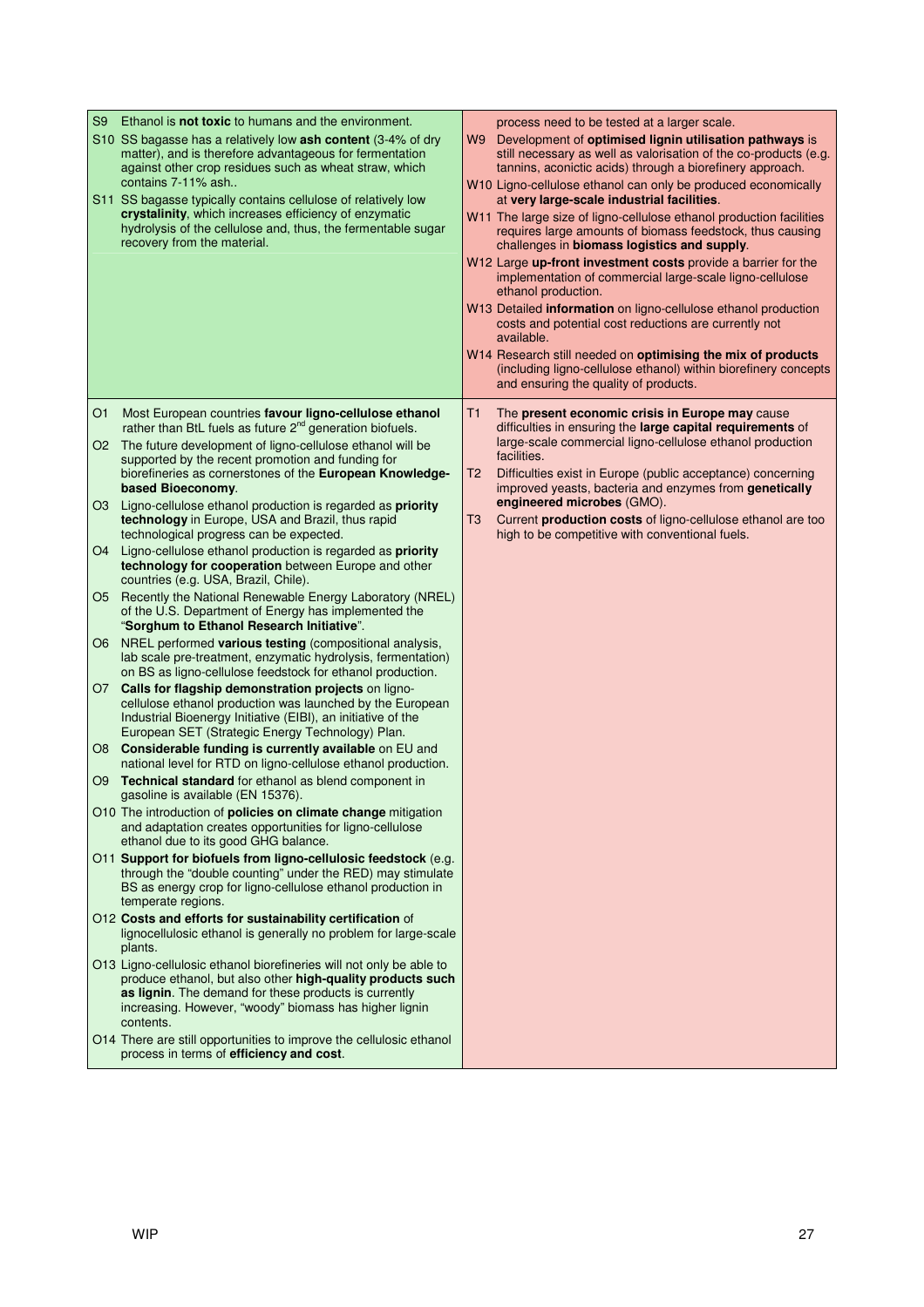| Strengths | Weaknesses |
|---|---|
| S9 Ethanol is **not toxic** to humans and the environment.<br>S10 SS bagasse has a relatively low **ash content** (3-4% of dry matter), and is therefore advantageous for fermentation against other crop residues such as wheat straw, which contains 7-11% ash..<br>S11 SS bagasse typically contains cellulose of relatively low **crystalinity**, which increases efficiency of enzymatic hydrolysis of the cellulose and, thus, the fermentable sugar recovery from the material. | process need to be tested at a larger scale.<br>W9 Development of **optimised lignin utilisation pathways** is still necessary as well as valorisation of the co-products (e.g. tannins, aconictic acids) through a biorefinery approach.<br>W10 Ligno-cellulose ethanol can only be produced economically at **very large-scale industrial facilities**.<br>W11 The large size of ligno-cellulose ethanol production facilities requires large amounts of biomass feedstock, thus causing challenges in **biomass logistics and supply**.<br>W12 Large **up-front investment costs** provide a barrier for the implementation of commercial large-scale ligno-cellulose ethanol production.<br>W13 Detailed **information** on ligno-cellulose ethanol production costs and potential cost reductions are currently not available.<br>W14 Research still needed on **optimising the mix of products** (including ligno-cellulose ethanol) within biorefinery concepts and ensuring the quality of products. |
| O1 Most European countries **favour ligno-cellulose ethanol** rather than BtL fuels as future 2nd generation biofuels.<br>O2 The future development of ligno-cellulose ethanol will be supported by the recent promotion and funding for biorefineries as cornerstones of the **European Knowledge-based Bioeconomy**.<br>O3 Ligno-cellulose ethanol production is regarded as **priority technology** in Europe, USA and Brazil, thus rapid technological progress can be expected.<br>O4 Ligno-cellulose ethanol production is regarded as **priority technology for cooperation** between Europe and other countries (e.g. USA, Brazil, Chile).<br>O5 Recently the National Renewable Energy Laboratory (NREL) of the U.S. Department of Energy has implemented the "**Sorghum to Ethanol Research Initiative**".<br>O6 NREL performed **various testing** (compositional analysis, lab scale pre-treatment, enzymatic hydrolysis, fermentation) on BS as ligno-cellulose feedstock for ethanol production.<br>O7 **Calls for flagship demonstration projects** on ligno-cellulose ethanol production was launched by the European Industrial Bioenergy Initiative (EIBI), an initiative of the European SET (Strategic Energy Technology) Plan.<br>O8 **Considerable funding is currently available** on EU and national level for RTD on ligno-cellulose ethanol production.<br>O9 **Technical standard** for ethanol as blend component in gasoline is available (EN 15376).<br>O10 The introduction of **policies on climate change** mitigation and adaptation creates opportunities for ligno-cellulose ethanol due to its good GHG balance.<br>O11 **Support for biofuels from ligno-cellulosic feedstock** (e.g. through the "double counting" under the RED) may stimulate BS as energy crop for ligno-cellulose ethanol production in temperate regions.<br>O12 **Costs and efforts for sustainability certification** of lignocellulosic ethanol is generally no problem for large-scale plants.<br>O13 Ligno-cellulosic ethanol biorefineries will not only be able to produce ethanol, but also other **high-quality products such as lignin**. The demand for these products is currently increasing. However, "woody" biomass has higher lignin contents.<br>O14 There are still opportunities to improve the cellulosic ethanol process in terms of **efficiency and cost**. | T1 The **present economic crisis in Europe may** cause difficulties in ensuring the **large capital requirements** of large-scale commercial ligno-cellulose ethanol production facilities.<br>T2 Difficulties exist in Europe (public acceptance) concerning improved yeasts, bacteria and enzymes from **genetically engineered microbes** (GMO).<br>T3 Current **production costs** of ligno-cellulose ethanol are too high to be competitive with conventional fuels. |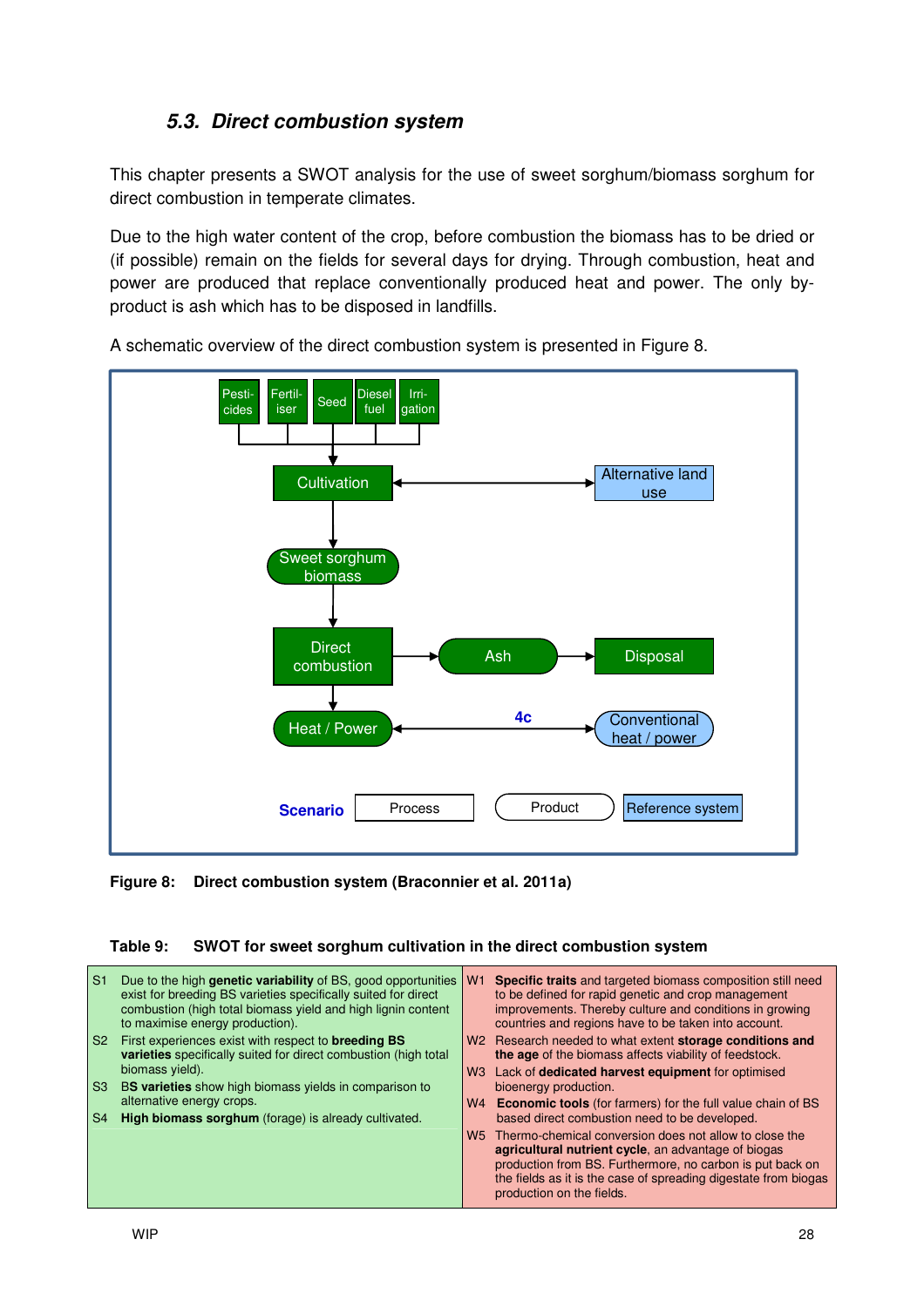### *5.3. Direct combustion system*

This chapter presents a SWOT analysis for the use of sweet sorghum/biomass sorghum for direct combustion in temperate climates.

Due to the high water content of the crop, before combustion the biomass has to be dried or (if possible) remain on the fields for several days for drying. Through combustion, heat and power are produced that replace conventionally produced heat and power. The only by-product is ash which has to be disposed in landfills.

A schematic overview of the direct combustion system is presented in Figure 8.

**Figure 8: Direct combustion system (Braconnier et al. 2011a)**

**Table 9: SWOT for sweet sorghum cultivation in the direct combustion system**

| Strengths | Weaknesses |
|---|---|
| S1 Due to the high **genetic variability** of BS, good opportunities exist for breeding BS varieties specifically suited for direct combustion (high total biomass yield and high lignin content to maximise energy production). | W1 **Specific traits** and targeted biomass composition still need to be defined for rapid genetic and crop management improvements. Thereby culture and conditions in growing countries and regions have to be taken into account. |
| S2 First experiences exist with respect to **breeding BS varieties** specifically suited for direct combustion (high total biomass yield). | W2 Research needed to what extent **storage conditions and the age** of the biomass affects viability of feedstock. |
| S3 **BS varieties** show high biomass yields in comparison to alternative energy crops. | W3 Lack of **dedicated harvest equipment** for optimised bioenergy production. |
| S4 **High biomass sorghum** (forage) is already cultivated. | W4 **Economic tools** (for farmers) for the full value chain of BS based direct combustion need to be developed. |
| | W5 Thermo-chemical conversion does not allow to close the **agricultural nutrient cycle**, an advantage of biogas production from BS. Furthermore, no carbon is put back on the fields as it is the case of spreading digestate from biogas production on the fields. |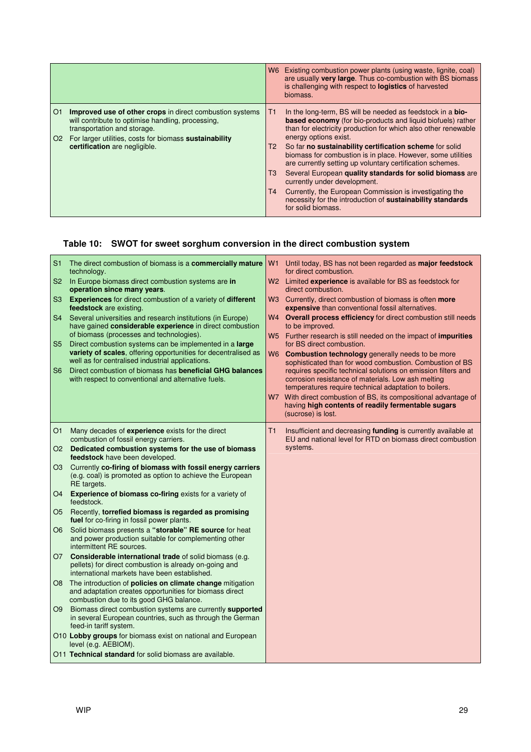| | |
|---|---|
| | W6 Existing combustion power plants (using waste, lignite, coal) are usually **very large**. Thus co-combustion with BS biomass is challenging with respect to **logistics** of harvested biomass. |
| O1 **Improved use of other crops** in direct combustion systems will contribute to optimise handling, processing, transportation and storage.<br>O2 For larger utilities, costs for biomass **sustainability certification** are negligible. | T1 In the long-term, BS will be needed as feedstock in a **bio-based economy** (for bio-products and liquid biofuels) rather than for electricity production for which also other renewable energy options exist.<br>T2 So far **no sustainability certification scheme** for solid biomass for combustion is in place. However, some utilities are currently setting up voluntary certification schemes.<br>T3 Several European **quality standards for solid biomass** are currently under development.<br>T4 Currently, the European Commission is investigating the necessity for the introduction of **sustainability standards** for solid biomass. |

**Table 10: SWOT for sweet sorghum conversion in the direct combustion system**

| | |
|---|---|
| S1 The direct combustion of biomass is a **commercially mature** technology.<br>S2 In Europe biomass direct combustion systems are **in operation since many years**.<br>S3 **Experiences** for direct combustion of a variety of **different feedstock** are existing.<br>S4 Several universities and research institutions (in Europe) have gained **considerable experience** in direct combustion of biomass (processes and technologies).<br>S5 Direct combustion systems can be implemented in a **large variety of scales**, offering opportunities for decentralised as well as for centralised industrial applications.<br>S6 Direct combustion of biomass has **beneficial GHG balances** with respect to conventional and alternative fuels. | W1 Until today, BS has not been regarded as **major feedstock** for direct combustion.<br>W2 Limited **experience** is available for BS as feedstock for direct combustion.<br>W3 Currently, direct combustion of biomass is often **more expensive** than conventional fossil alternatives.<br>W4 **Overall process efficiency** for direct combustion still needs to be improved.<br>W5 Further research is still needed on the impact of **impurities** for BS direct combustion.<br>W6 **Combustion technology** generally needs to be more sophisticated than for wood combustion. Combustion of BS requires specific technical solutions on emission filters and corrosion resistance of materials. Low ash melting temperatures require technical adaptation to boilers.<br>W7 With direct combustion of BS, its compositional advantage of having **high contents of readily fermentable sugars** (sucrose) is lost. |
| O1 Many decades of **experience** exists for the direct combustion of fossil energy carriers.<br>O2 **Dedicated combustion systems for the use of biomass feedstock** have been developed.<br>O3 Currently **co-firing of biomass with fossil energy carriers** (e.g. coal) is promoted as option to achieve the European RE targets.<br>O4 **Experience of biomass co-firing** exists for a variety of feedstock.<br>O5 Recently, **torrefied biomass is regarded as promising fuel** for co-firing in fossil power plants.<br>O6 Solid biomass presents a **"storable" RE source** for heat and power production suitable for complementing other intermittent RE sources.<br>O7 **Considerable international trade** of solid biomass (e.g. pellets) for direct combustion is already on-going and international markets have been established.<br>O8 The introduction of **policies on climate change** mitigation and adaptation creates opportunities for biomass direct combustion due to its good GHG balance.<br>O9 Biomass direct combustion systems are currently **supported** in several European countries, such as through the German feed-in tariff system.<br>O10 **Lobby groups** for biomass exist on national and European level (e.g. AEBIOM).<br>O11 **Technical standard** for solid biomass are available. | T1 Insufficient and decreasing **funding** is currently available at EU and national level for RTD on biomass direct combustion systems. |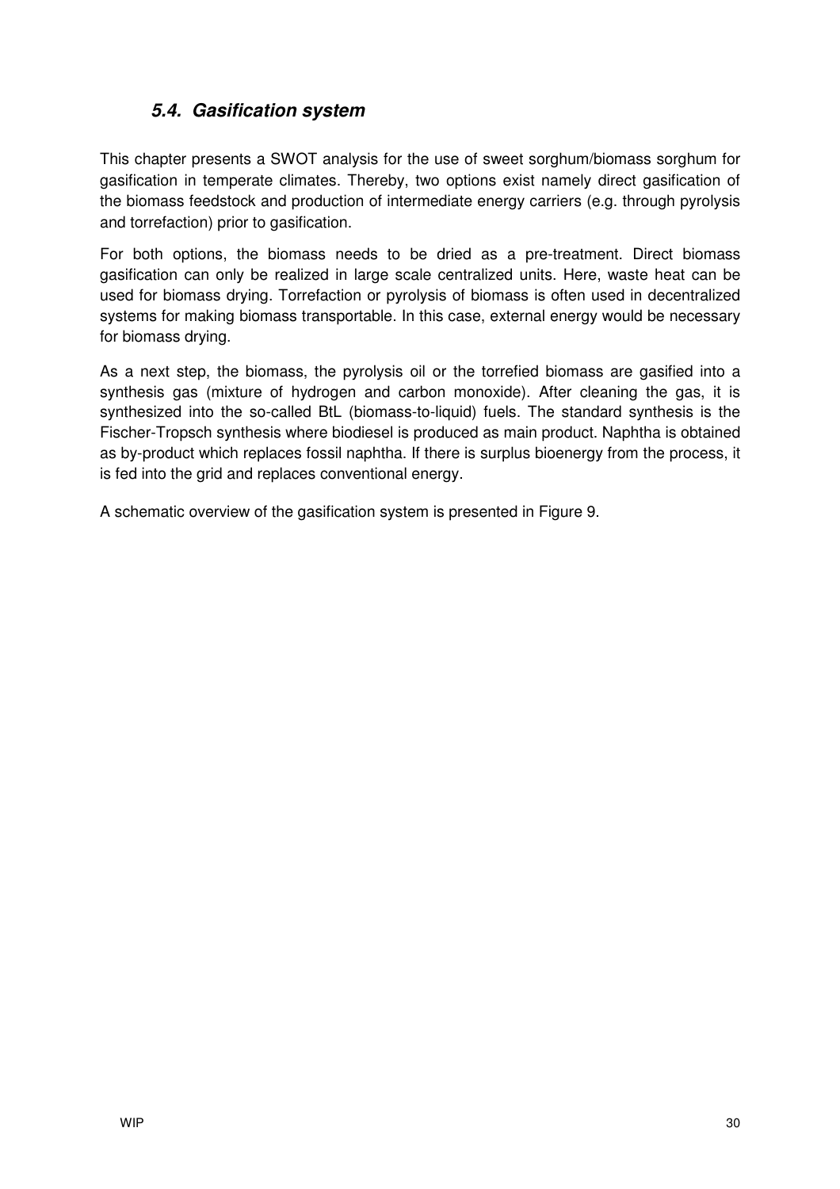### *5.4. Gasification system*

This chapter presents a SWOT analysis for the use of sweet sorghum/biomass sorghum for gasification in temperate climates. Thereby, two options exist namely direct gasification of the biomass feedstock and production of intermediate energy carriers (e.g. through pyrolysis and torrefaction) prior to gasification.

For both options, the biomass needs to be dried as a pre-treatment. Direct biomass gasification can only be realized in large scale centralized units. Here, waste heat can be used for biomass drying. Torrefaction or pyrolysis of biomass is often used in decentralized systems for making biomass transportable. In this case, external energy would be necessary for biomass drying.

As a next step, the biomass, the pyrolysis oil or the torrefied biomass are gasified into a synthesis gas (mixture of hydrogen and carbon monoxide). After cleaning the gas, it is synthesized into the so-called BtL (biomass-to-liquid) fuels. The standard synthesis is the Fischer-Tropsch synthesis where biodiesel is produced as main product. Naphtha is obtained as by-product which replaces fossil naphtha. If there is surplus bioenergy from the process, it is fed into the grid and replaces conventional energy.

A schematic overview of the gasification system is presented in Figure 9.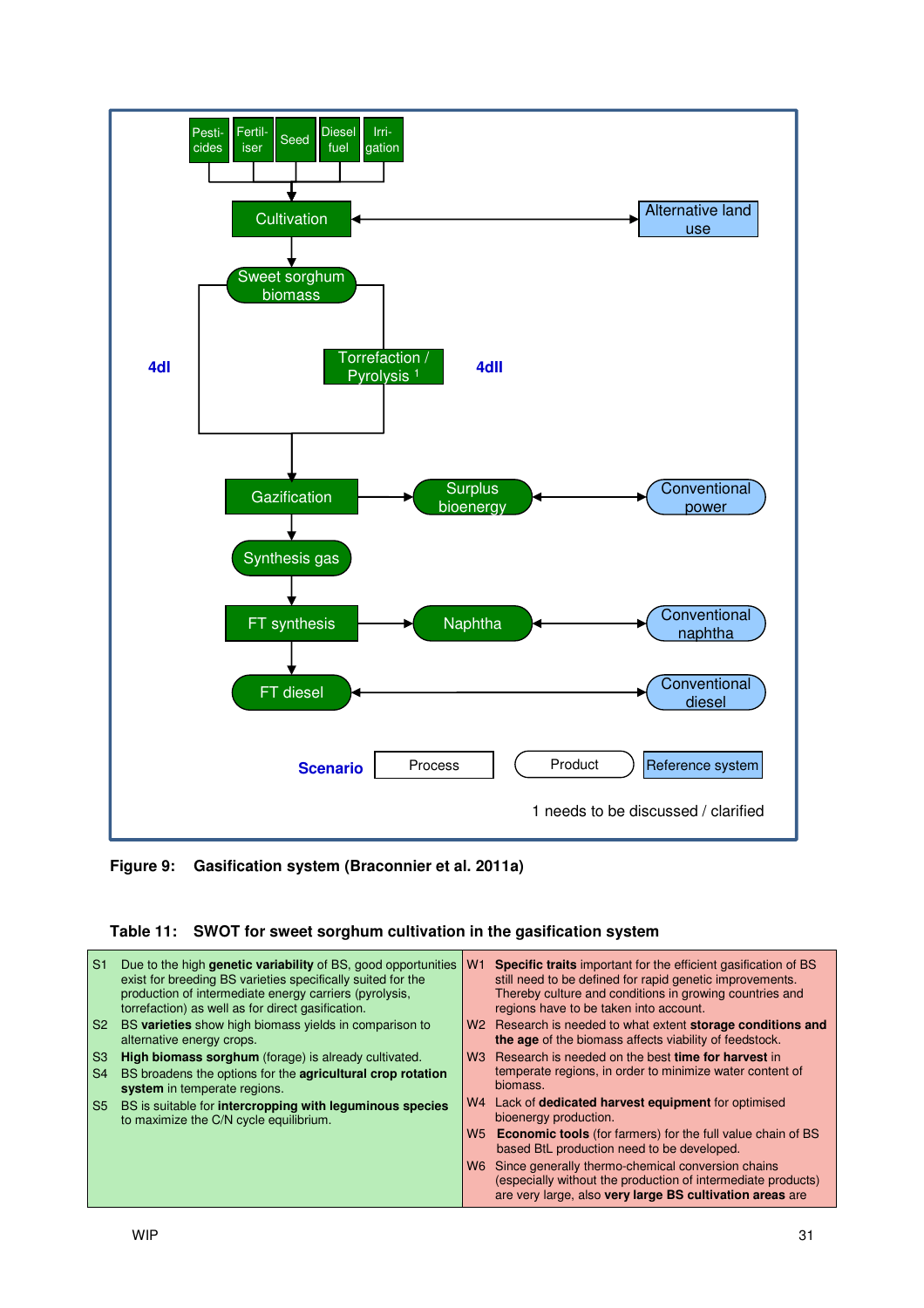Pesti-cides | Fertil-iser | Seed | Diesel fuel | Irri-gation

Cultivation — Alternative land use

Sweet sorghum biomass

4dI — Torrefaction / Pyrolysis [1] — 4dII

Gazification — Surplus bioenergy — Conventional power

Synthesis gas

FT synthesis — Naphtha — Conventional naphtha

FT diesel — Conventional diesel

Scenario: Process | Product | Reference system

1 needs to be discussed / clarified

**Figure 9: Gasification system (Braconnier et al. 2011a)**

**Table 11: SWOT for sweet sorghum cultivation in the gasification system**

| Strengths | Weaknesses |
|---|---|
| S1 Due to the high **genetic variability** of BS, good opportunities exist for breeding BS varieties specifically suited for the production of intermediate energy carriers (pyrolysis, torrefaction) as well as for direct gasification. | W1 **Specific traits** important for the efficient gasification of BS still need to be defined for rapid genetic improvements. Thereby culture and conditions in growing countries and regions have to be taken into account. |
| S2 BS **varieties** show high biomass yields in comparison to alternative energy crops. | W2 Research is needed to what extent **storage conditions and the age** of the biomass affects viability of feedstock. |
| S3 **High biomass sorghum** (forage) is already cultivated. | W3 Research is needed on the best **time for harvest** in temperate regions, in order to minimize water content of biomass. |
| S4 BS broadens the options for the **agricultural crop rotation system** in temperate regions. | W4 Lack of **dedicated harvest equipment** for optimised bioenergy production. |
| S5 BS is suitable for **intercropping with leguminous species** to maximize the C/N cycle equilibrium. | W5 **Economic tools** (for farmers) for the full value chain of BS based BtL production need to be developed. |
| | W6 Since generally thermo-chemical conversion chains (especially without the production of intermediate products) are very large, also **very large BS cultivation areas** are |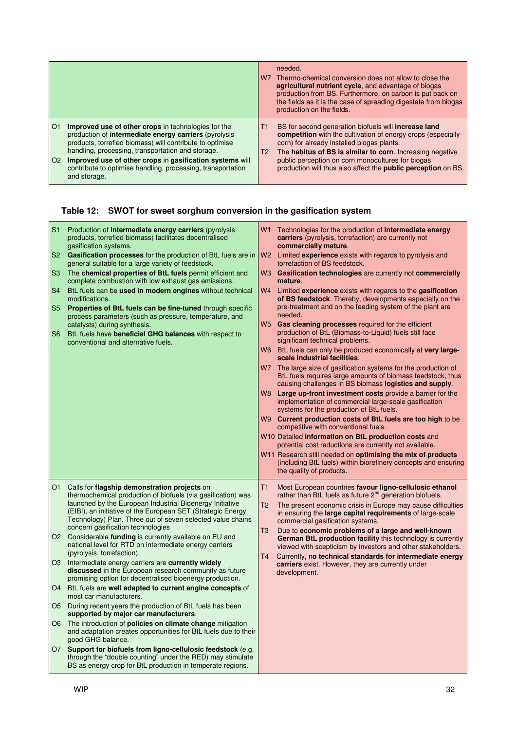| | |
|---|---|
| | needed.<br>W7 Thermo-chemical conversion does not allow to close the **agricultural nutrient cycle**, and advantage of biogas production from BS. Furthermore, on carbon is put back on the fields as it is the case of spreading digestate from biogas production on the fields. |
| O1 **Improved use of other crops** in technologies for the production of **intermediate energy carriers** (pyrolysis products, torrefied biomass) will contribute to optimise handling, processing, transportation and storage.<br>O2 **Improved use of other crops** in **gasification systems** will contribute to optimise handling, processing, transportation and storage. | T1 BS for second generation biofuels will **increase land competition** with the cultivation of energy crops (especially corn) for already installed biogas plants.<br>T2 The **habitus of BS is similar to corn**. Increasing negative public perception on corn monocultures for biogas production will thus also affect the **public perception** on BS. |

## Table 12: SWOT for sweet sorghum conversion in the gasification system

| | |
|---|---|
| S1 Production of **intermediate energy carriers** (pyrolysis products, torrefied biomass) facilitates decentralised gasification systems.<br>S2 **Gasification processes** for the production of BtL fuels are in general suitable for a large variety of feedstock.<br>S3 The **chemical properties of BtL fuels** permit efficient and complete combustion with low exhaust gas emissions.<br>S4 BtL fuels can be **used in modern engines** without technical modifications.<br>S5 **Properties of BtL fuels can be fine-tuned** through specific process parameters (such as pressure, temperature, and catalysts) during synthesis.<br>S6 BtL fuels have **beneficial GHG balances** with respect to conventional and alternative fuels. | W1 Technologies for the production of **intermediate energy carriers** (pyrolysis, torrefaction) are currently not **commercially mature**.<br>W2 Limited **experience** exists with regards to pyrolysis and torrefaction of BS feedstock.<br>W3 **Gasification technologies** are currently not **commercially mature**.<br>W4 Limited **experience** exists with regards to the **gasification of BS feedstock**. Thereby, developments especially on the pre-treatment and on the feeding system of the plant are needed.<br>W5 **Gas cleaning processes** required for the efficient production of BtL (Biomass-to-Liquid) fuels still face significant technical problems.<br>W6 BtL fuels can only be produced economically at **very large-scale industrial facilities**.<br>W7 The large size of gasification systems for the production of BtL fuels requires large amounts of biomass feedstock, thus causing challenges in BS biomass **logistics and supply**.<br>W8 **Large up-front investment costs** provide a barrier for the implementation of commercial large-scale gasification systems for the production of BtL fuels.<br>W9 **Current production costs of BtL fuels are too high** to be competitive with conventional fuels.<br>W10 Detailed **information on BtL production costs** and potential cost reductions are currently not available.<br>W11 Research still needed on **optimising the mix of products** (including BtL fuels) within biorefinery concepts and ensuring the quality of products. |
| O1 Calls for **flagship demonstration projects** on thermochemical production of biofuels (via gasification) was launched by the European Industrial Bioenergy Initiative (EIBI), an initiative of the European SET (Strategic Energy Technology) Plan. Three out of seven selected value chains concern gasification technologies<br>O2 Considerable **funding** is currently available on EU and national level for RTD on intermediate energy carriers (pyrolysis, torrefaction).<br>O3 Intermediate energy carriers are **currently widely discussed** in the European research community as future promising option for decentralised bioenergy production.<br>O4 BtL fuels are **well adapted to current engine concepts** of most car manufacturers.<br>O5 During recent years the production of BtL fuels has been **supported by major car manufacturers**.<br>O6 The introduction of **policies on climate change** mitigation and adaptation creates opportunities for BtL fuels due to their good GHG balance.<br>O7 **Support for biofuels from ligno-cellulosic feedstock** (e.g. through the "double counting" under the RED) may stimulate BS as energy crop for BtL production in temperate regions. | T1 Most European countries **favour ligno-cellulosic ethanol** rather than BtL fuels as future 2[nd] generation biofuels.<br>T2 The present economic crisis in Europe may cause difficulties in ensuring the **large capital requirements** of large-scale commercial gasification systems.<br>T3 Due to **economic problems of a large and well-known German BtL production facility** this technology is currently viewed with scepticism by investors and other stakeholders.<br>T4 Currently, n**o technical standards for intermediate energy carriers** exist. However, they are currently under development. |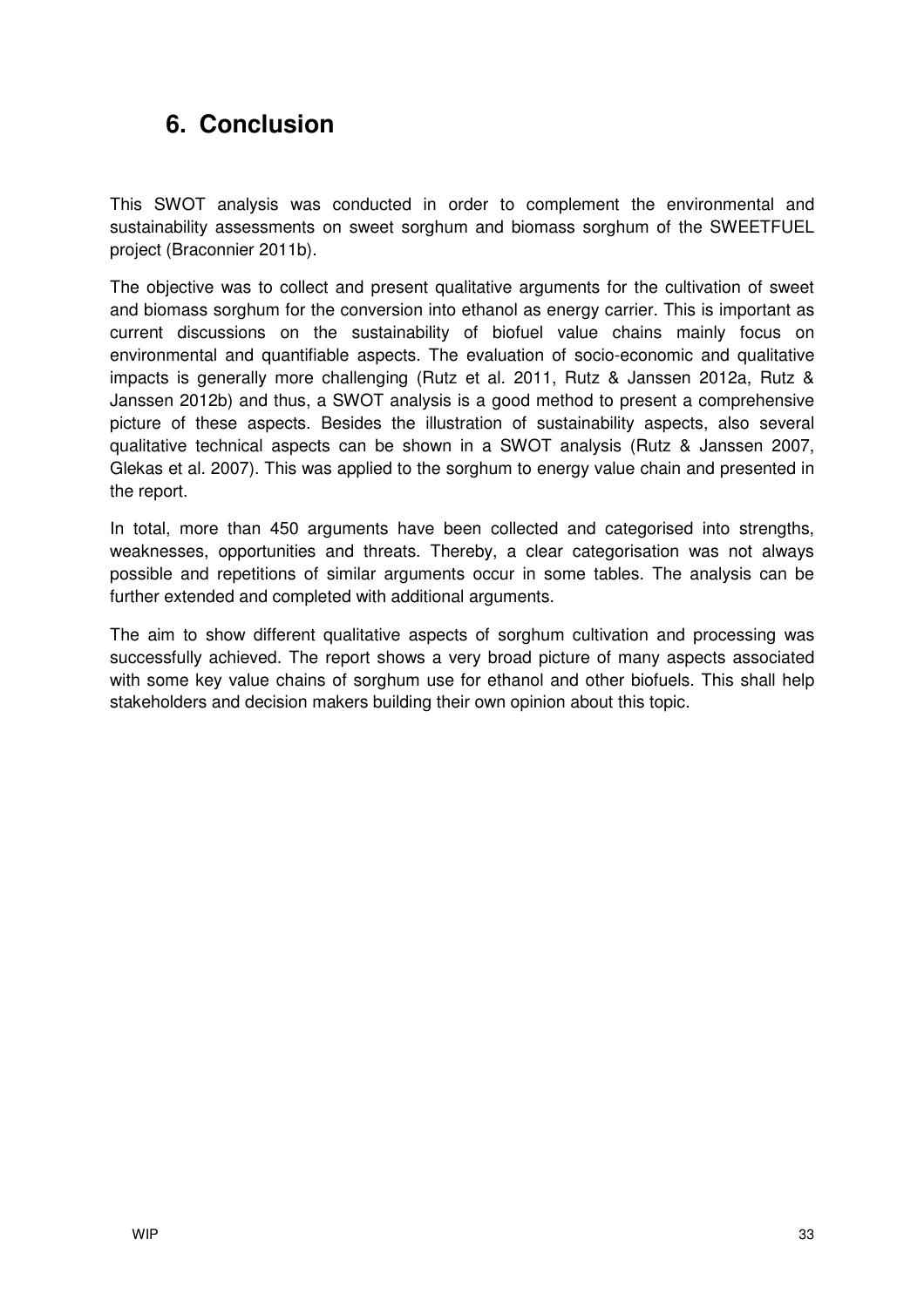# 6. Conclusion

This SWOT analysis was conducted in order to complement the environmental and sustainability assessments on sweet sorghum and biomass sorghum of the SWEETFUEL project (Braconnier 2011b).

The objective was to collect and present qualitative arguments for the cultivation of sweet and biomass sorghum for the conversion into ethanol as energy carrier. This is important as current discussions on the sustainability of biofuel value chains mainly focus on environmental and quantifiable aspects. The evaluation of socio-economic and qualitative impacts is generally more challenging (Rutz et al. 2011, Rutz & Janssen 2012a, Rutz & Janssen 2012b) and thus, a SWOT analysis is a good method to present a comprehensive picture of these aspects. Besides the illustration of sustainability aspects, also several qualitative technical aspects can be shown in a SWOT analysis (Rutz & Janssen 2007, Glekas et al. 2007). This was applied to the sorghum to energy value chain and presented in the report.

In total, more than 450 arguments have been collected and categorised into strengths, weaknesses, opportunities and threats. Thereby, a clear categorisation was not always possible and repetitions of similar arguments occur in some tables. The analysis can be further extended and completed with additional arguments.

The aim to show different qualitative aspects of sorghum cultivation and processing was successfully achieved. The report shows a very broad picture of many aspects associated with some key value chains of sorghum use for ethanol and other biofuels. This shall help stakeholders and decision makers building their own opinion about this topic.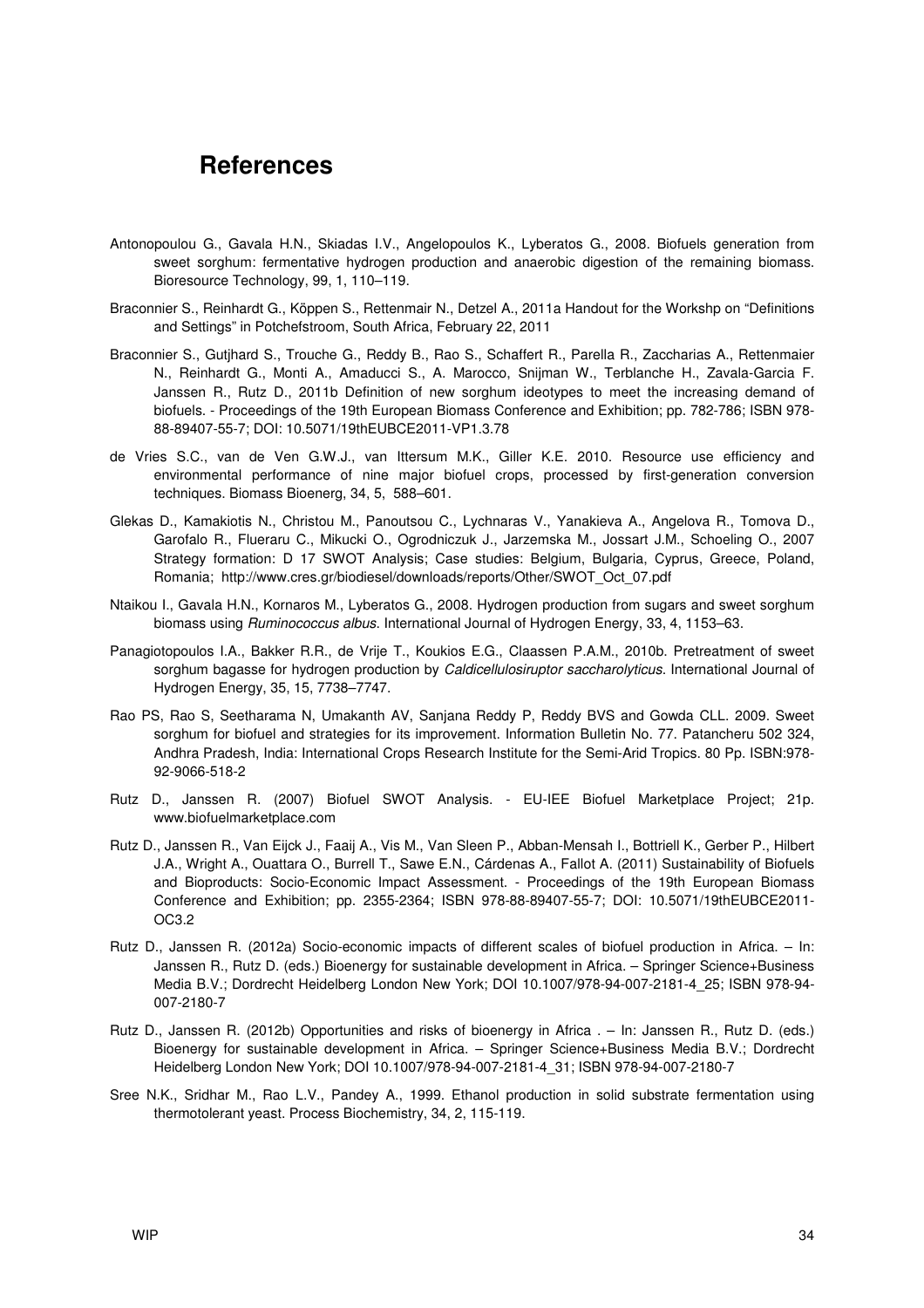# References

Antonopoulou G., Gavala H.N., Skiadas I.V., Angelopoulos K., Lyberatos G., 2008. Biofuels generation from sweet sorghum: fermentative hydrogen production and anaerobic digestion of the remaining biomass. Bioresource Technology, 99, 1, 110–119.

Braconnier S., Reinhardt G., Köppen S., Rettenmair N., Detzel A., 2011a Handout for the Workshp on "Definitions and Settings" in Potchefstroom, South Africa, February 22, 2011

Braconnier S., Gutjhard S., Trouche G., Reddy B., Rao S., Schaffert R., Parella R., Zaccharias A., Rettenmaier N., Reinhardt G., Monti A., Amaducci S., A. Marocco, Snijman W., Terblanche H., Zavala-Garcia F. Janssen R., Rutz D., 2011b Definition of new sorghum ideotypes to meet the increasing demand of biofuels. - Proceedings of the 19th European Biomass Conference and Exhibition; pp. 782-786; ISBN 978-88-89407-55-7; DOI: 10.5071/19thEUBCE2011-VP1.3.78

de Vries S.C., van de Ven G.W.J., van Ittersum M.K., Giller K.E. 2010. Resource use efficiency and environmental performance of nine major biofuel crops, processed by first-generation conversion techniques. Biomass Bioenerg, 34, 5, 588–601.

Glekas D., Kamakiotis N., Christou M., Panoutsou C., Lychnaras V., Yanakieva A., Angelova R., Tomova D., Garofalo R., Flueraru C., Mikucki O., Ogrodniczuk J., Jarzemska M., Jossart J.M., Schoeling O., 2007 Strategy formation: D 17 SWOT Analysis; Case studies: Belgium, Bulgaria, Cyprus, Greece, Poland, Romania; http://www.cres.gr/biodiesel/downloads/reports/Other/SWOT_Oct_07.pdf

Ntaikou I., Gavala H.N., Kornaros M., Lyberatos G., 2008. Hydrogen production from sugars and sweet sorghum biomass using *Ruminococcus albus*. International Journal of Hydrogen Energy, 33, 4, 1153–63.

Panagiotopoulos I.A., Bakker R.R., de Vrije T., Koukios E.G., Claassen P.A.M., 2010b. Pretreatment of sweet sorghum bagasse for hydrogen production by *Caldicellulosiruptor saccharolyticus*. International Journal of Hydrogen Energy, 35, 15, 7738–7747.

Rao PS, Rao S, Seetharama N, Umakanth AV, Sanjana Reddy P, Reddy BVS and Gowda CLL. 2009. Sweet sorghum for biofuel and strategies for its improvement. Information Bulletin No. 77. Patancheru 502 324, Andhra Pradesh, India: International Crops Research Institute for the Semi-Arid Tropics. 80 Pp. ISBN:978-92-9066-518-2

Rutz D., Janssen R. (2007) Biofuel SWOT Analysis. - EU-IEE Biofuel Marketplace Project; 21p. www.biofuelmarketplace.com

Rutz D., Janssen R., Van Eijck J., Faaij A., Vis M., Van Sleen P., Abban-Mensah I., Bottriell K., Gerber P., Hilbert J.A., Wright A., Ouattara O., Burrell T., Sawe E.N., Cárdenas A., Fallot A. (2011) Sustainability of Biofuels and Bioproducts: Socio-Economic Impact Assessment. - Proceedings of the 19th European Biomass Conference and Exhibition; pp. 2355-2364; ISBN 978-88-89407-55-7; DOI: 10.5071/19thEUBCE2011-OC3.2

Rutz D., Janssen R. (2012a) Socio-economic impacts of different scales of biofuel production in Africa. – In: Janssen R., Rutz D. (eds.) Bioenergy for sustainable development in Africa. – Springer Science+Business Media B.V.; Dordrecht Heidelberg London New York; DOI 10.1007/978-94-007-2181-4_25; ISBN 978-94-007-2180-7

Rutz D., Janssen R. (2012b) Opportunities and risks of bioenergy in Africa . – In: Janssen R., Rutz D. (eds.) Bioenergy for sustainable development in Africa. – Springer Science+Business Media B.V.; Dordrecht Heidelberg London New York; DOI 10.1007/978-94-007-2181-4_31; ISBN 978-94-007-2180-7

Sree N.K., Sridhar M., Rao L.V., Pandey A., 1999. Ethanol production in solid substrate fermentation using thermotolerant yeast. Process Biochemistry, 34, 2, 115-119.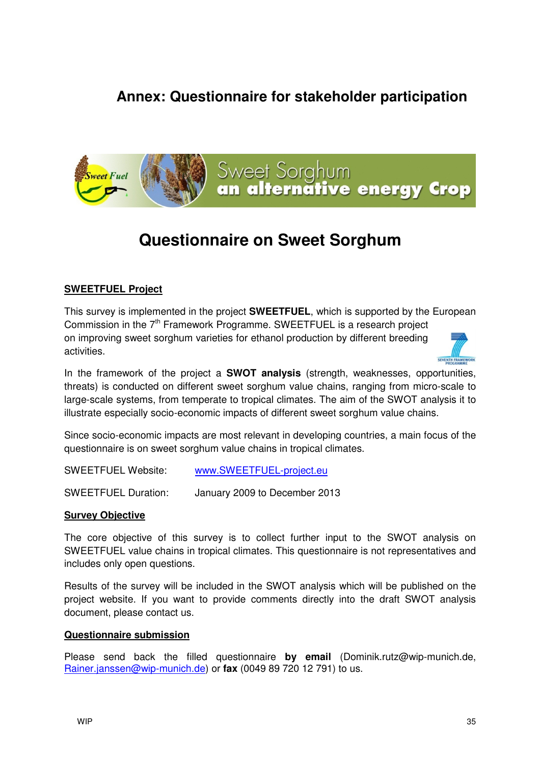# Annex: Questionnaire for stakeholder participation

Sweet Fuel

Sweet Sorghum
an alternative energy Crop

## Questionnaire on Sweet Sorghum

### SWEETFUEL Project

This survey is implemented in the project **SWEETFUEL**, which is supported by the European Commission in the 7th Framework Programme. SWEETFUEL is a research project on improving sweet sorghum varieties for ethanol production by different breeding activities.

SEVENTH FRAMEWORK PROGRAMME

In the framework of the project a **SWOT analysis** (strength, weaknesses, opportunities, threats) is conducted on different sweet sorghum value chains, ranging from micro-scale to large-scale systems, from temperate to tropical climates. The aim of the SWOT analysis it to illustrate especially socio-economic impacts of different sweet sorghum value chains.

Since socio-economic impacts are most relevant in developing countries, a main focus of the questionnaire is on sweet sorghum value chains in tropical climates.

SWEETFUEL Website: www.SWEETFUEL-project.eu

SWEETFUEL Duration: January 2009 to December 2013

### Survey Objective

The core objective of this survey is to collect further input to the SWOT analysis on SWEETFUEL value chains in tropical climates. This questionnaire is not representatives and includes only open questions.

Results of the survey will be included in the SWOT analysis which will be published on the project website. If you want to provide comments directly into the draft SWOT analysis document, please contact us.

### Questionnaire submission

Please send back the filled questionnaire **by email** (Dominik.rutz@wip-munich.de, Rainer.janssen@wip-munich.de) or **fax** (0049 89 720 12 791) to us.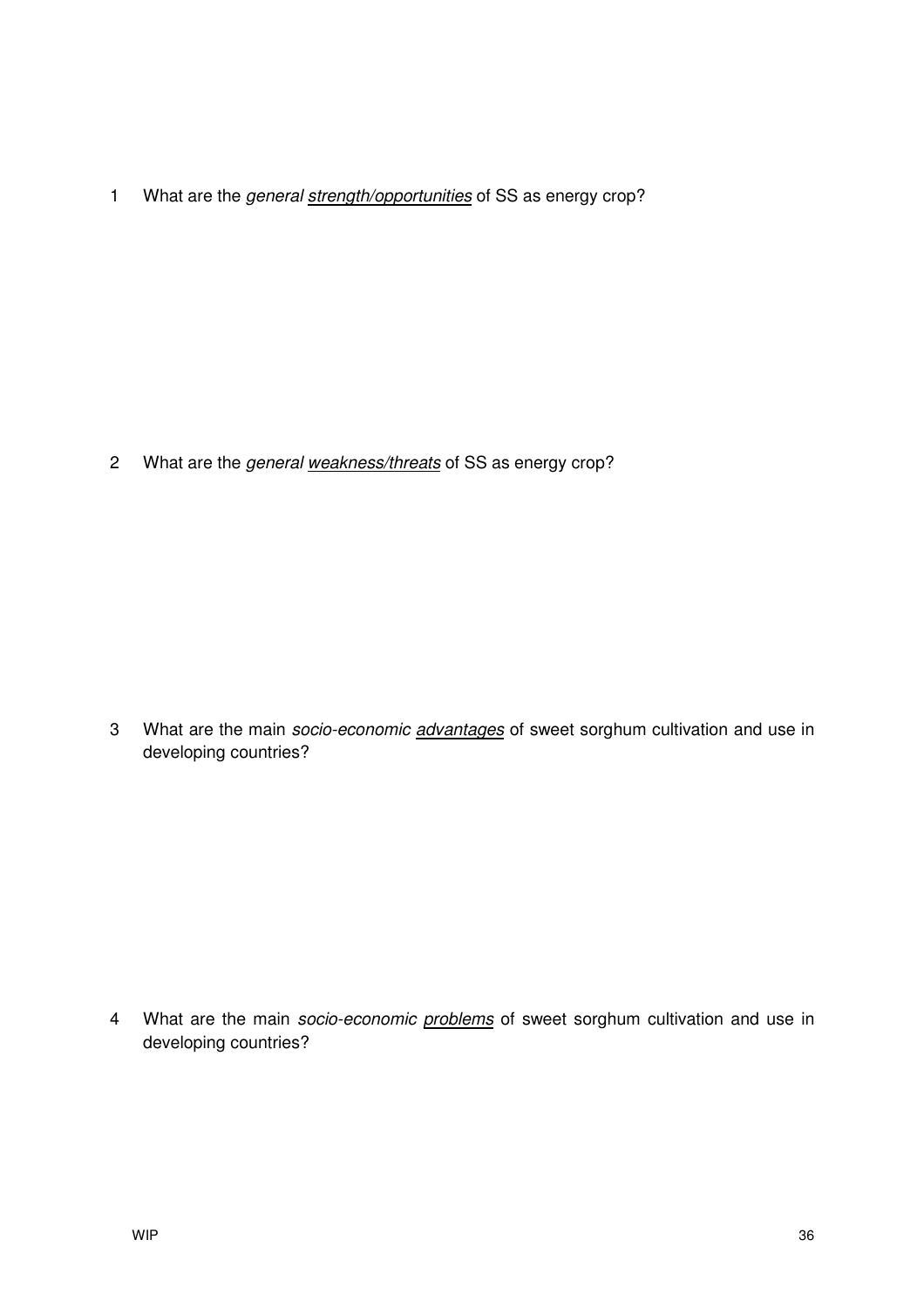1 What are the *general* <u>*strength/opportunities*</u> of SS as energy crop?

2 What are the *general* <u>*weakness/threats*</u> of SS as energy crop?

3 What are the main *socio-economic* <u>*advantages*</u> of sweet sorghum cultivation and use in developing countries?

4 What are the main *socio-economic* <u>*problems*</u> of sweet sorghum cultivation and use in developing countries?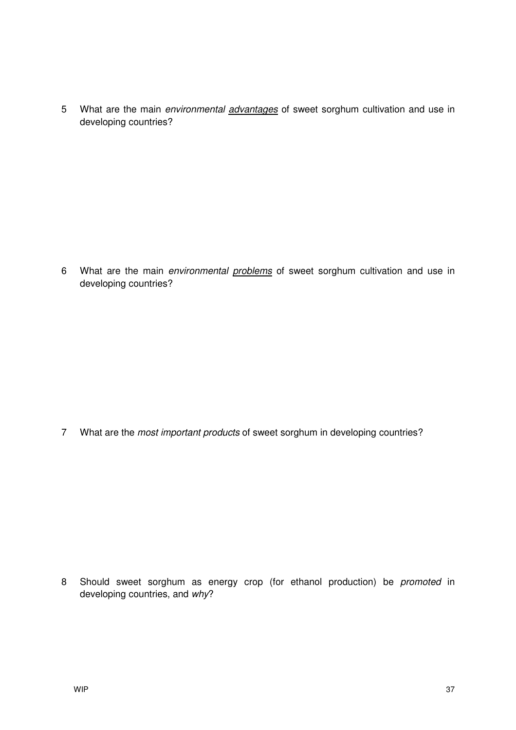5 What are the main *environmental* <u>*advantages*</u> of sweet sorghum cultivation and use in developing countries?

6 What are the main *environmental* <u>*problems*</u> of sweet sorghum cultivation and use in developing countries?

7 What are the *most important products* of sweet sorghum in developing countries?

8 Should sweet sorghum as energy crop (for ethanol production) be *promoted* in developing countries, and *why*?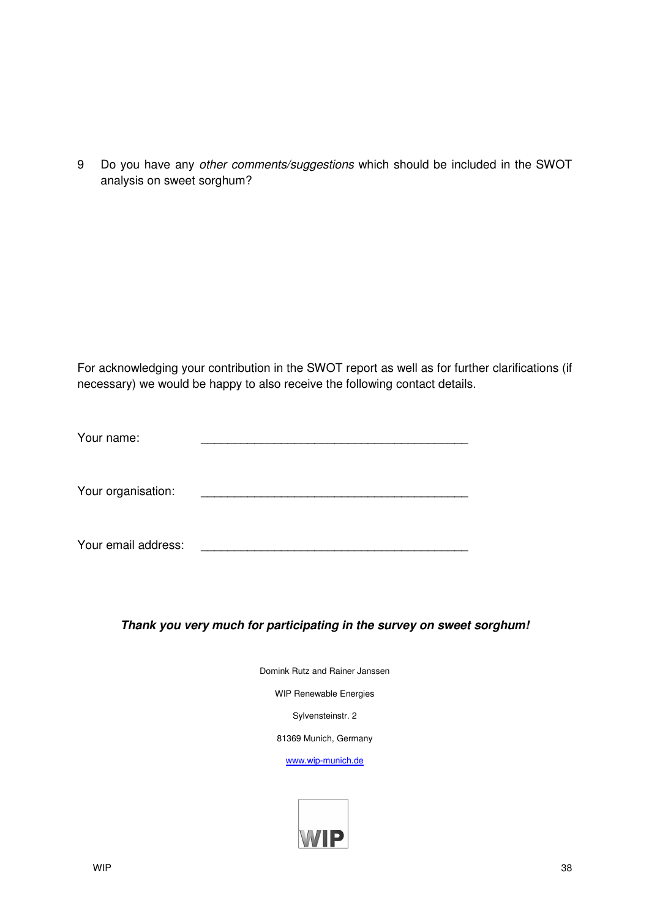9 Do you have any *other comments/suggestions* which should be included in the SWOT analysis on sweet sorghum?

For acknowledging your contribution in the SWOT report as well as for further clarifications (if necessary) we would be happy to also receive the following contact details.

Your name: ________________________________________

Your organisation: ________________________________________

Your email address: ________________________________________

***Thank you very much for participating in the survey on sweet sorghum!***

Domink Rutz and Rainer Janssen

WIP Renewable Energies

Sylvensteinstr. 2

81369 Munich, Germany

[www.wip-munich.de](http://www.wip-munich.de)

WIP